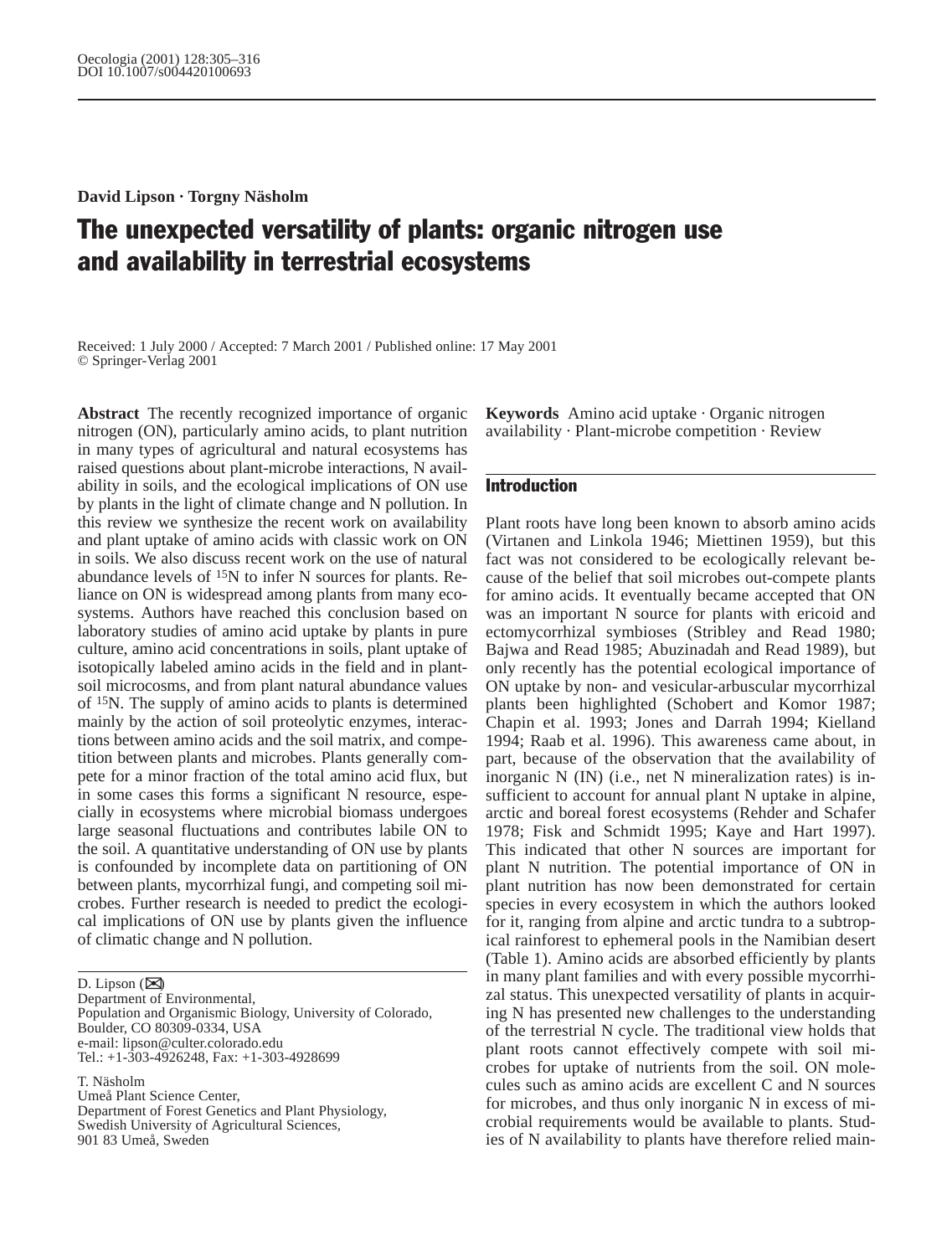David Lipson · Torgny Näsholm

# The unexpected versatility of plants: organic nitrogen use and availability in terrestrial ecosystems

Received: 1 July 2000 / Accepted: 7 March 2001 / Published online: 17 May 2001
© Springer-Verlag 2001

**Abstract** The recently recognized importance of organic nitrogen (ON), particularly amino acids, to plant nutrition in many types of agricultural and natural ecosystems has raised questions about plant-microbe interactions, N availability in soils, and the ecological implications of ON use by plants in the light of climate change and N pollution. In this review we synthesize the recent work on availability and plant uptake of amino acids with classic work on ON in soils. We also discuss recent work on the use of natural abundance levels of $^{15}N$ to infer N sources for plants. Reliance on ON is widespread among plants from many ecosystems. Authors have reached this conclusion based on laboratory studies of amino acid uptake by plants in pure culture, amino acid concentrations in soils, plant uptake of isotopically labeled amino acids in the field and in plant-soil microcosms, and from plant natural abundance values of $^{15}N$. The supply of amino acids to plants is determined mainly by the action of soil proteolytic enzymes, interactions between amino acids and the soil matrix, and competition between plants and microbes. Plants generally compete for a minor fraction of the total amino acid flux, but in some cases this forms a significant N resource, especially in ecosystems where microbial biomass undergoes large seasonal fluctuations and contributes labile ON to the soil. A quantitative understanding of ON use by plants is confounded by incomplete data on partitioning of ON between plants, mycorrhizal fungi, and competing soil microbes. Further research is needed to predict the ecological implications of ON use by plants given the influence of climatic change and N pollution.

**Keywords** Amino acid uptake · Organic nitrogen availability · Plant-microbe competition · Review

D. Lipson (✉)
Department of Environmental,
Population and Organismic Biology, University of Colorado,
Boulder, CO 80309-0334, USA
e-mail: lipson@culter.colorado.edu
Tel.: +1-303-4926248, Fax: +1-303-4928699

T. Näsholm
Umeå Plant Science Center,
Department of Forest Genetics and Plant Physiology,
Swedish University of Agricultural Sciences,
901 83 Umeå, Sweden

## Introduction

Plant roots have long been known to absorb amino acids (Virtanen and Linkola 1946; Miettinen 1959), but this fact was not considered to be ecologically relevant because of the belief that soil microbes out-compete plants for amino acids. It eventually became accepted that ON was an important N source for plants with ericoid and ectomycorrhizal symbioses (Stribley and Read 1980; Bajwa and Read 1985; Abuzinadah and Read 1989), but only recently has the potential ecological importance of ON uptake by non- and vesicular-arbuscular mycorrhizal plants been highlighted (Schobert and Komor 1987; Chapin et al. 1993; Jones and Darrah 1994; Kielland 1994; Raab et al. 1996). This awareness came about, in part, because of the observation that the availability of inorganic N (IN) (i.e., net N mineralization rates) is insufficient to account for annual plant N uptake in alpine, arctic and boreal forest ecosystems (Rehder and Schafer 1978; Fisk and Schmidt 1995; Kaye and Hart 1997). This indicated that other N sources are important for plant N nutrition. The potential importance of ON in plant nutrition has now been demonstrated for certain species in every ecosystem in which the authors looked for it, ranging from alpine and arctic tundra to a subtropical rainforest to ephemeral pools in the Namibian desert (Table 1). Amino acids are absorbed efficiently by plants in many plant families and with every possible mycorrhizal status. This unexpected versatility of plants in acquiring N has presented new challenges to the understanding of the terrestrial N cycle. The traditional view holds that plant roots cannot effectively compete with soil microbes for uptake of nutrients from the soil. ON molecules such as amino acids are excellent C and N sources for microbes, and thus only inorganic N in excess of microbial requirements would be available to plants. Studies of N availability to plants have therefore relied main-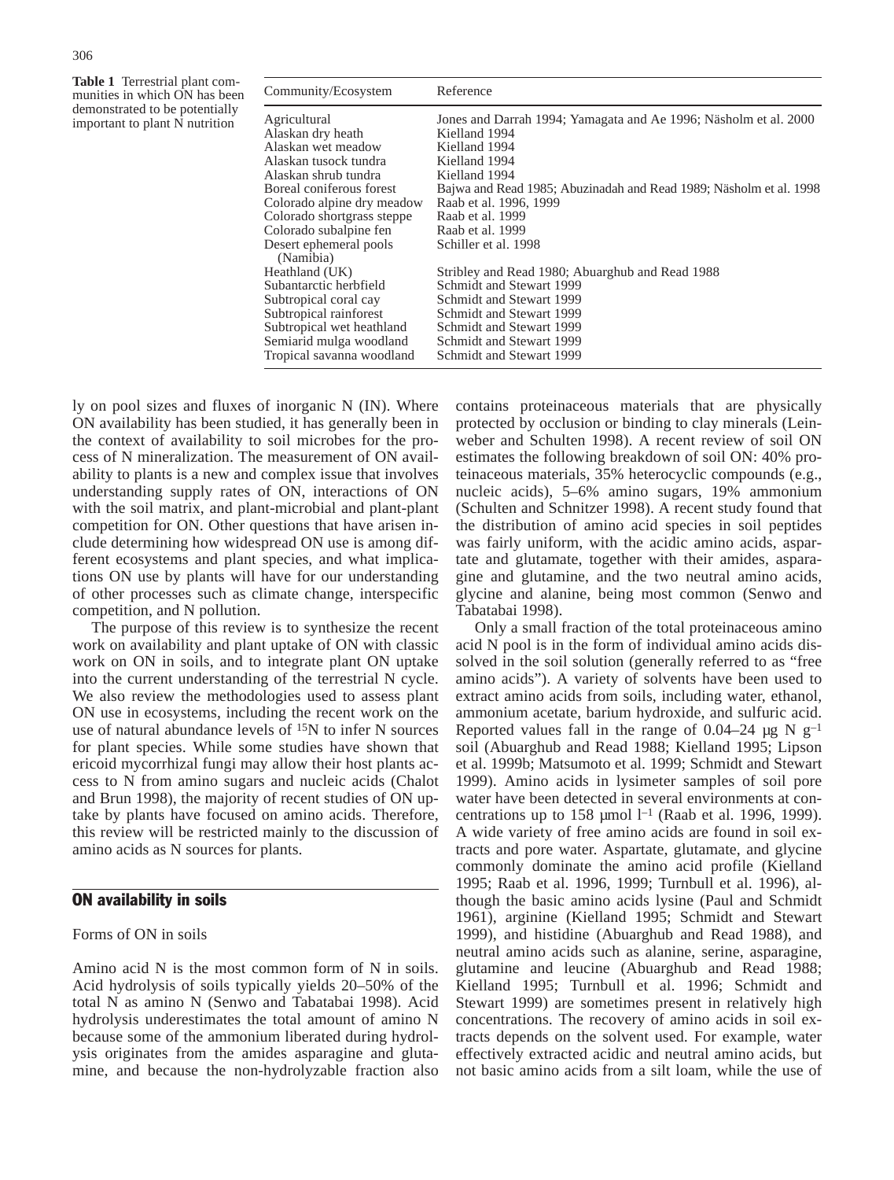**Table 1** Terrestrial plant communities in which ON has been demonstrated to be potentially important to plant N nutrition

| Community/Ecosystem | Reference |
|---|---|
| Agricultural | Jones and Darrah 1994; Yamagata and Ae 1996; Näsholm et al. 2000 |
| Alaskan dry heath | Kielland 1994 |
| Alaskan wet meadow | Kielland 1994 |
| Alaskan tusock tundra | Kielland 1994 |
| Alaskan shrub tundra | Kielland 1994 |
| Boreal coniferous forest | Bajwa and Read 1985; Abuzinadah and Read 1989; Näsholm et al. 1998 |
| Colorado alpine dry meadow | Raab et al. 1996, 1999 |
| Colorado shortgrass steppe | Raab et al. 1999 |
| Colorado subalpine fen | Raab et al. 1999 |
| Desert ephemeral pools (Namibia) | Schiller et al. 1998 |
| Heathland (UK) | Stribley and Read 1980; Abuarghub and Read 1988 |
| Subantarctic herbfield | Schmidt and Stewart 1999 |
| Subtropical coral cay | Schmidt and Stewart 1999 |
| Subtropical rainforest | Schmidt and Stewart 1999 |
| Subtropical wet heathland | Schmidt and Stewart 1999 |
| Semiarid mulga woodland | Schmidt and Stewart 1999 |
| Tropical savanna woodland | Schmidt and Stewart 1999 |

ly on pool sizes and fluxes of inorganic N (IN). Where ON availability has been studied, it has generally been in the context of availability to soil microbes for the process of N mineralization. The measurement of ON availability to plants is a new and complex issue that involves understanding supply rates of ON, interactions of ON with the soil matrix, and plant-microbial and plant-plant competition for ON. Other questions that have arisen include determining how widespread ON use is among different ecosystems and plant species, and what implications ON use by plants will have for our understanding of other processes such as climate change, interspecific competition, and N pollution.

The purpose of this review is to synthesize the recent work on availability and plant uptake of ON with classic work on ON in soils, and to integrate plant ON uptake into the current understanding of the terrestrial N cycle. We also review the methodologies used to assess plant ON use in ecosystems, including the recent work on the use of natural abundance levels of $^{15}N$ to infer N sources for plant species. While some studies have shown that ericoid mycorrhizal fungi may allow their host plants access to N from amino sugars and nucleic acids (Chalot and Brun 1998), the majority of recent studies of ON uptake by plants have focused on amino acids. Therefore, this review will be restricted mainly to the discussion of amino acids as N sources for plants.

## ON availability in soils

### Forms of ON in soils

Amino acid N is the most common form of N in soils. Acid hydrolysis of soils typically yields 20–50% of the total N as amino N (Senwo and Tabatabai 1998). Acid hydrolysis underestimates the total amount of amino N because some of the ammonium liberated during hydrolysis originates from the amides asparagine and glutamine, and because the non-hydrolyzable fraction also contains proteinaceous materials that are physically protected by occlusion or binding to clay minerals (Leinweber and Schulten 1998). A recent review of soil ON estimates the following breakdown of soil ON: 40% proteinaceous materials, 35% heterocyclic compounds (e.g., nucleic acids), 5–6% amino sugars, 19% ammonium (Schulten and Schnitzer 1998). A recent study found that the distribution of amino acid species in soil peptides was fairly uniform, with the acidic amino acids, aspartate and glutamate, together with their amides, asparagine and glutamine, and the two neutral amino acids, glycine and alanine, being most common (Senwo and Tabatabai 1998).

Only a small fraction of the total proteinaceous amino acid N pool is in the form of individual amino acids dissolved in the soil solution (generally referred to as "free amino acids"). A variety of solvents have been used to extract amino acids from soils, including water, ethanol, ammonium acetate, barium hydroxide, and sulfuric acid. Reported values fall in the range of 0.04–24 µg N $g^{-1}$ soil (Abuarghub and Read 1988; Kielland 1995; Lipson et al. 1999b; Matsumoto et al. 1999; Schmidt and Stewart 1999). Amino acids in lysimeter samples of soil pore water have been detected in several environments at concentrations up to 158 µmol $l^{-1}$ (Raab et al. 1996, 1999). A wide variety of free amino acids are found in soil extracts and pore water. Aspartate, glutamate, and glycine commonly dominate the amino acid profile (Kielland 1995; Raab et al. 1996, 1999; Turnbull et al. 1996), although the basic amino acids lysine (Paul and Schmidt 1961), arginine (Kielland 1995; Schmidt and Stewart 1999), and histidine (Abuarghub and Read 1988), and neutral amino acids such as alanine, serine, asparagine, glutamine and leucine (Abuarghub and Read 1988; Kielland 1995; Turnbull et al. 1996; Schmidt and Stewart 1999) are sometimes present in relatively high concentrations. The recovery of amino acids in soil extracts depends on the solvent used. For example, water effectively extracted acidic and neutral amino acids, but not basic amino acids from a silt loam, while the use of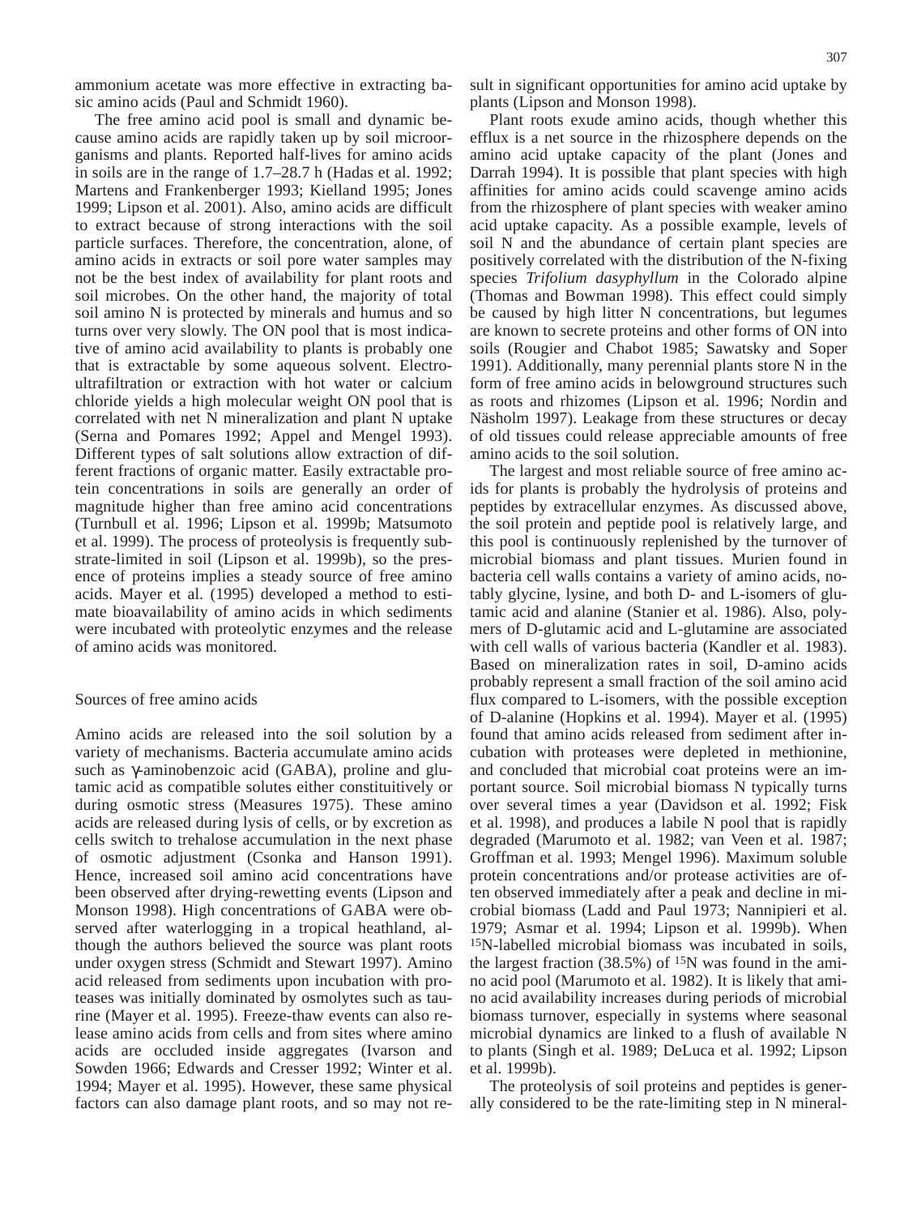ammonium acetate was more effective in extracting basic amino acids (Paul and Schmidt 1960).

The free amino acid pool is small and dynamic because amino acids are rapidly taken up by soil microorganisms and plants. Reported half-lives for amino acids in soils are in the range of 1.7–28.7 h (Hadas et al. 1992; Martens and Frankenberger 1993; Kielland 1995; Jones 1999; Lipson et al. 2001). Also, amino acids are difficult to extract because of strong interactions with the soil particle surfaces. Therefore, the concentration, alone, of amino acids in extracts or soil pore water samples may not be the best index of availability for plant roots and soil microbes. On the other hand, the majority of total soil amino N is protected by minerals and humus and so turns over very slowly. The ON pool that is most indicative of amino acid availability to plants is probably one that is extractable by some aqueous solvent. Electro-ultrafiltration or extraction with hot water or calcium chloride yields a high molecular weight ON pool that is correlated with net N mineralization and plant N uptake (Serna and Pomares 1992; Appel and Mengel 1993). Different types of salt solutions allow extraction of different fractions of organic matter. Easily extractable protein concentrations in soils are generally an order of magnitude higher than free amino acid concentrations (Turnbull et al. 1996; Lipson et al. 1999b; Matsumoto et al. 1999). The process of proteolysis is frequently substrate-limited in soil (Lipson et al. 1999b), so the presence of proteins implies a steady source of free amino acids. Mayer et al. (1995) developed a method to estimate bioavailability of amino acids in which sediments were incubated with proteolytic enzymes and the release of amino acids was monitored.

## Sources of free amino acids

Amino acids are released into the soil solution by a variety of mechanisms. Bacteria accumulate amino acids such as $\gamma$-aminobenzoic acid (GABA), proline and glutamic acid as compatible solutes either constituitively or during osmotic stress (Measures 1975). These amino acids are released during lysis of cells, or by excretion as cells switch to trehalose accumulation in the next phase of osmotic adjustment (Csonka and Hanson 1991). Hence, increased soil amino acid concentrations have been observed after drying-rewetting events (Lipson and Monson 1998). High concentrations of GABA were observed after waterlogging in a tropical heathland, although the authors believed the source was plant roots under oxygen stress (Schmidt and Stewart 1997). Amino acid released from sediments upon incubation with proteases was initially dominated by osmolytes such as taurine (Mayer et al. 1995). Freeze-thaw events can also release amino acids from cells and from sites where amino acids are occluded inside aggregates (Ivarson and Sowden 1966; Edwards and Cresser 1992; Winter et al. 1994; Mayer et al. 1995). However, these same physical factors can also damage plant roots, and so may not result in significant opportunities for amino acid uptake by plants (Lipson and Monson 1998).

Plant roots exude amino acids, though whether this efflux is a net source in the rhizosphere depends on the amino acid uptake capacity of the plant (Jones and Darrah 1994). It is possible that plant species with high affinities for amino acids could scavenge amino acids from the rhizosphere of plant species with weaker amino acid uptake capacity. As a possible example, levels of soil N and the abundance of certain plant species are positively correlated with the distribution of the N-fixing species *Trifolium dasyphyllum* in the Colorado alpine (Thomas and Bowman 1998). This effect could simply be caused by high litter N concentrations, but legumes are known to secrete proteins and other forms of ON into soils (Rougier and Chabot 1985; Sawatsky and Soper 1991). Additionally, many perennial plants store N in the form of free amino acids in belowground structures such as roots and rhizomes (Lipson et al. 1996; Nordin and Näsholm 1997). Leakage from these structures or decay of old tissues could release appreciable amounts of free amino acids to the soil solution.

The largest and most reliable source of free amino acids for plants is probably the hydrolysis of proteins and peptides by extracellular enzymes. As discussed above, the soil protein and peptide pool is relatively large, and this pool is continuously replenished by the turnover of microbial biomass and plant tissues. Murien found in bacteria cell walls contains a variety of amino acids, notably glycine, lysine, and both D- and L-isomers of glutamic acid and alanine (Stanier et al. 1986). Also, polymers of D-glutamic acid and L-glutamine are associated with cell walls of various bacteria (Kandler et al. 1983). Based on mineralization rates in soil, D-amino acids probably represent a small fraction of the soil amino acid flux compared to L-isomers, with the possible exception of D-alanine (Hopkins et al. 1994). Mayer et al. (1995) found that amino acids released from sediment after incubation with proteases were depleted in methionine, and concluded that microbial coat proteins were an important source. Soil microbial biomass N typically turns over several times a year (Davidson et al. 1992; Fisk et al. 1998), and produces a labile N pool that is rapidly degraded (Marumoto et al. 1982; van Veen et al. 1987; Groffman et al. 1993; Mengel 1996). Maximum soluble protein concentrations and/or protease activities are often observed immediately after a peak and decline in microbial biomass (Ladd and Paul 1973; Nannipieri et al. 1979; Asmar et al. 1994; Lipson et al. 1999b). When $^{15}N$-labelled microbial biomass was incubated in soils, the largest fraction (38.5%) of $^{15}N$ was found in the amino acid pool (Marumoto et al. 1982). It is likely that amino acid availability increases during periods of microbial biomass turnover, especially in systems where seasonal microbial dynamics are linked to a flush of available N to plants (Singh et al. 1989; DeLuca et al. 1992; Lipson et al. 1999b).

The proteolysis of soil proteins and peptides is generally considered to be the rate-limiting step in N mineral-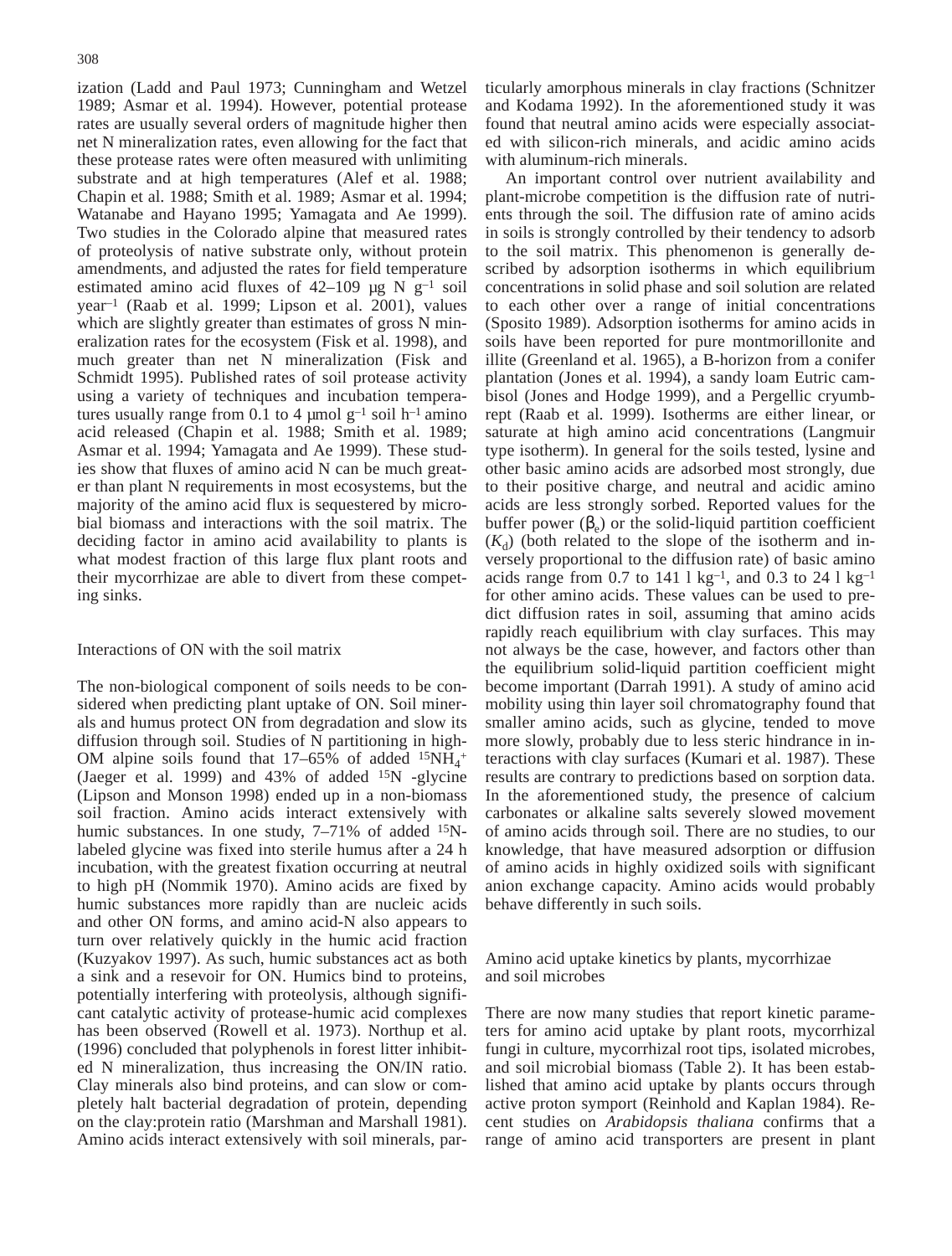ization (Ladd and Paul 1973; Cunningham and Wetzel 1989; Asmar et al. 1994). However, potential protease rates are usually several orders of magnitude higher then net N mineralization rates, even allowing for the fact that these protease rates were often measured with unlimiting substrate and at high temperatures (Alef et al. 1988; Chapin et al. 1988; Smith et al. 1989; Asmar et al. 1994; Watanabe and Hayano 1995; Yamagata and Ae 1999). Two studies in the Colorado alpine that measured rates of proteolysis of native substrate only, without protein amendments, and adjusted the rates for field temperature estimated amino acid fluxes of 42–109 μg N $g^{-1}$ soil $year^{-1}$ (Raab et al. 1999; Lipson et al. 2001), values which are slightly greater than estimates of gross N mineralization rates for the ecosystem (Fisk et al. 1998), and much greater than net N mineralization (Fisk and Schmidt 1995). Published rates of soil protease activity using a variety of techniques and incubation temperatures usually range from 0.1 to 4 μmol $g^{-1}$ soil $h^{-1}$ amino acid released (Chapin et al. 1988; Smith et al. 1989; Asmar et al. 1994; Yamagata and Ae 1999). These studies show that fluxes of amino acid N can be much greater than plant N requirements in most ecosystems, but the majority of the amino acid flux is sequestered by microbial biomass and interactions with the soil matrix. The deciding factor in amino acid availability to plants is what modest fraction of this large flux plant roots and their mycorrhizae are able to divert from these competing sinks.

## Interactions of ON with the soil matrix

The non-biological component of soils needs to be considered when predicting plant uptake of ON. Soil minerals and humus protect ON from degradation and slow its diffusion through soil. Studies of N partitioning in high-OM alpine soils found that 17–65% of added $^{15}NH_4^+$ (Jaeger et al. 1999) and 43% of added $^{15}N$ -glycine (Lipson and Monson 1998) ended up in a non-biomass soil fraction. Amino acids interact extensively with humic substances. In one study, 7–71% of added $^{15}N$-labeled glycine was fixed into sterile humus after a 24 h incubation, with the greatest fixation occurring at neutral to high pH (Nommik 1970). Amino acids are fixed by humic substances more rapidly than are nucleic acids and other ON forms, and amino acid-N also appears to turn over relatively quickly in the humic acid fraction (Kuzyakov 1997). As such, humic substances act as both a sink and a resevoir for ON. Humics bind to proteins, potentially interfering with proteolysis, although significant catalytic activity of protease-humic acid complexes has been observed (Rowell et al. 1973). Northup et al. (1996) concluded that polyphenols in forest litter inhibited N mineralization, thus increasing the ON/IN ratio. Clay minerals also bind proteins, and can slow or completely halt bacterial degradation of protein, depending on the clay:protein ratio (Marshman and Marshall 1981). Amino acids interact extensively with soil minerals, particularly amorphous minerals in clay fractions (Schnitzer and Kodama 1992). In the aforementioned study it was found that neutral amino acids were especially associated with silicon-rich minerals, and acidic amino acids with aluminum-rich minerals.

An important control over nutrient availability and plant-microbe competition is the diffusion rate of nutrients through the soil. The diffusion rate of amino acids in soils is strongly controlled by their tendency to adsorb to the soil matrix. This phenomenon is generally described by adsorption isotherms in which equilibrium concentrations in solid phase and soil solution are related to each other over a range of initial concentrations (Sposito 1989). Adsorption isotherms for amino acids in soils have been reported for pure montmorillonite and illite (Greenland et al. 1965), a B-horizon from a conifer plantation (Jones et al. 1994), a sandy loam Eutric cambisol (Jones and Hodge 1999), and a Pergellic cryumbrept (Raab et al. 1999). Isotherms are either linear, or saturate at high amino acid concentrations (Langmuir type isotherm). In general for the soils tested, lysine and other basic amino acids are adsorbed most strongly, due to their positive charge, and neutral and acidic amino acids are less strongly sorbed. Reported values for the buffer power ($\beta_e$) or the solid-liquid partition coefficient ($K_d$) (both related to the slope of the isotherm and inversely proportional to the diffusion rate) of basic amino acids range from 0.7 to 141 l $kg^{-1}$, and 0.3 to 24 l $kg^{-1}$ for other amino acids. These values can be used to predict diffusion rates in soil, assuming that amino acids rapidly reach equilibrium with clay surfaces. This may not always be the case, however, and factors other than the equilibrium solid-liquid partition coefficient might become important (Darrah 1991). A study of amino acid mobility using thin layer soil chromatography found that smaller amino acids, such as glycine, tended to move more slowly, probably due to less steric hindrance in interactions with clay surfaces (Kumari et al. 1987). These results are contrary to predictions based on sorption data. In the aforementioned study, the presence of calcium carbonates or alkaline salts severely slowed movement of amino acids through soil. There are no studies, to our knowledge, that have measured adsorption or diffusion of amino acids in highly oxidized soils with significant anion exchange capacity. Amino acids would probably behave differently in such soils.

## Amino acid uptake kinetics by plants, mycorrhizae and soil microbes

There are now many studies that report kinetic parameters for amino acid uptake by plant roots, mycorrhizal fungi in culture, mycorrhizal root tips, isolated microbes, and soil microbial biomass (Table 2). It has been established that amino acid uptake by plants occurs through active proton symport (Reinhold and Kaplan 1984). Recent studies on *Arabidopsis thaliana* confirms that a range of amino acid transporters are present in plant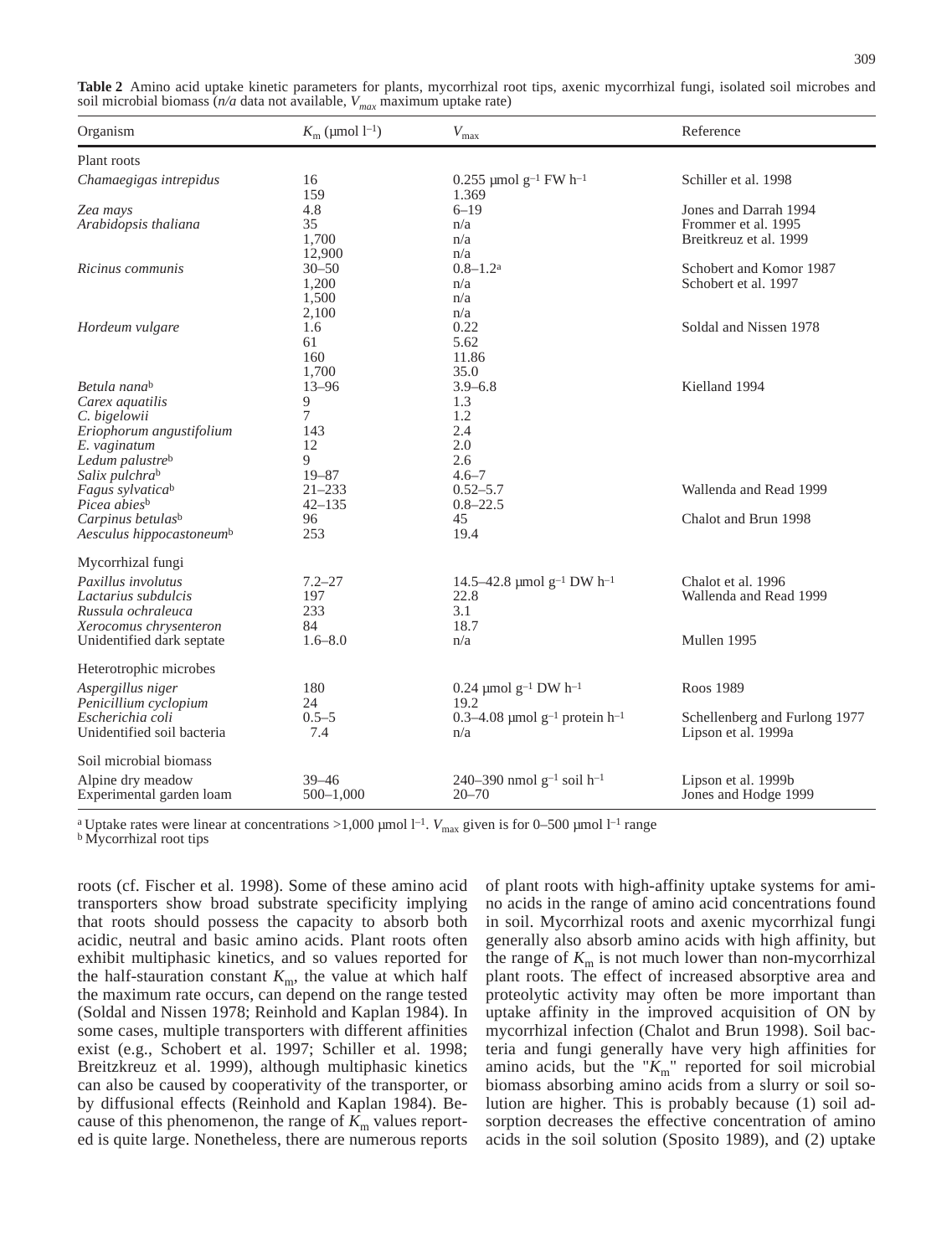**Table 2** Amino acid uptake kinetic parameters for plants, mycorrhizal root tips, axenic mycorrhizal fungi, isolated soil microbes and soil microbial biomass (*n/a* data not available, $V_{max}$ maximum uptake rate)

| Organism | $K_m$ (μmol l$^{-1}$) | $V_{max}$ | Reference |
|---|---|---|---|
| Plant roots | | | |
| *Chamaegigas intrepidus* | 16 | 0.255 μmol g$^{-1}$ FW h$^{-1}$ | Schiller et al. 1998 |
| | 159 | 1.369 | |
| *Zea mays* | 4.8 | 6–19 | Jones and Darrah 1994 |
| *Arabidopsis thaliana* | 35 | n/a | Frommer et al. 1995 |
| | 1,700 | n/a | Breitkreuz et al. 1999 |
| | 12,900 | n/a | |
| *Ricinus communis* | 30–50 | 0.8–1.2[a] | Schobert and Komor 1987 |
| | 1,200 | n/a | Schobert et al. 1997 |
| | 1,500 | n/a | |
| | 2,100 | n/a | |
| *Hordeum vulgare* | 1.6 | 0.22 | Soldal and Nissen 1978 |
| | 61 | 5.62 | |
| | 160 | 11.86 | |
| | 1,700 | 35.0 | |
| *Betula nana*[b] | 13–96 | 3.9–6.8 | Kielland 1994 |
| *Carex aquatilis* | 9 | 1.3 | |
| *C. bigelowii* | 7 | 1.2 | |
| *Eriophorum angustifolium* | 143 | 2.4 | |
| *E. vaginatum* | 12 | 2.0 | |
| *Ledum palustre*[b] | 9 | 2.6 | |
| *Salix pulchra*[b] | 19–87 | 4.6–7 | |
| *Fagus sylvatica*[b] | 21–233 | 0.52–5.7 | Wallenda and Read 1999 |
| *Picea abies*[b] | 42–135 | 0.8–22.5 | |
| *Carpinus betulas*[b] | 96 | 45 | Chalot and Brun 1998 |
| *Aesculus hippocastoneum*[b] | 253 | 19.4 | |
| Mycorrhizal fungi | | | |
| *Paxillus involutus* | 7.2–27 | 14.5–42.8 μmol g$^{-1}$ DW h$^{-1}$ | Chalot et al. 1996 |
| *Lactarius subdulcis* | 197 | 22.8 | Wallenda and Read 1999 |
| *Russula ochraleuca* | 233 | 3.1 | |
| *Xerocomus chrysenteron* | 84 | 18.7 | |
| Unidentified dark septate | 1.6–8.0 | n/a | Mullen 1995 |
| Heterotrophic microbes | | | |
| *Aspergillus niger* | 180 | 0.24 μmol g$^{-1}$ DW h$^{-1}$ | Roos 1989 |
| *Penicillium cyclopium* | 24 | 19.2 | |
| *Escherichia coli* | 0.5–5 | 0.3–4.08 μmol g$^{-1}$ protein h$^{-1}$ | Schellenberg and Furlong 1977 |
| Unidentified soil bacteria | 7.4 | n/a | Lipson et al. 1999a |
| Soil microbial biomass | | | |
| Alpine dry meadow | 39–46 | 240–390 nmol g$^{-1}$ soil h$^{-1}$ | Lipson et al. 1999b |
| Experimental garden loam | 500–1,000 | 20–70 | Jones and Hodge 1999 |

[a] Uptake rates were linear at concentrations >1,000 μmol l$^{-1}$. $V_{max}$ given is for 0–500 μmol l$^{-1}$ range
[b] Mycorrhizal root tips

roots (cf. Fischer et al. 1998). Some of these amino acid transporters show broad substrate specificity implying that roots should possess the capacity to absorb both acidic, neutral and basic amino acids. Plant roots often exhibit multiphasic kinetics, and so values reported for the half-stauration constant $K_m$, the value at which half the maximum rate occurs, can depend on the range tested (Soldal and Nissen 1978; Reinhold and Kaplan 1984). In some cases, multiple transporters with different affinities exist (e.g., Schobert et al. 1997; Schiller et al. 1998; Breitzkreuz et al. 1999), although multiphasic kinetics can also be caused by cooperativity of the transporter, or by diffusional effects (Reinhold and Kaplan 1984). Because of this phenomenon, the range of $K_m$ values reported is quite large. Nonetheless, there are numerous reports of plant roots with high-affinity uptake systems for amino acids in the range of amino acid concentrations found in soil. Mycorrhizal roots and axenic mycorrhizal fungi generally also absorb amino acids with high affinity, but the range of $K_m$ is not much lower than non-mycorrhizal plant roots. The effect of increased absorptive area and proteolytic activity may often be more important than uptake affinity in the improved acquisition of ON by mycorrhizal infection (Chalot and Brun 1998). Soil bacteria and fungi generally have very high affinities for amino acids, but the "$K_m$" reported for soil microbial biomass absorbing amino acids from a slurry or soil solution are higher. This is probably because (1) soil adsorption decreases the effective concentration of amino acids in the soil solution (Sposito 1989), and (2) uptake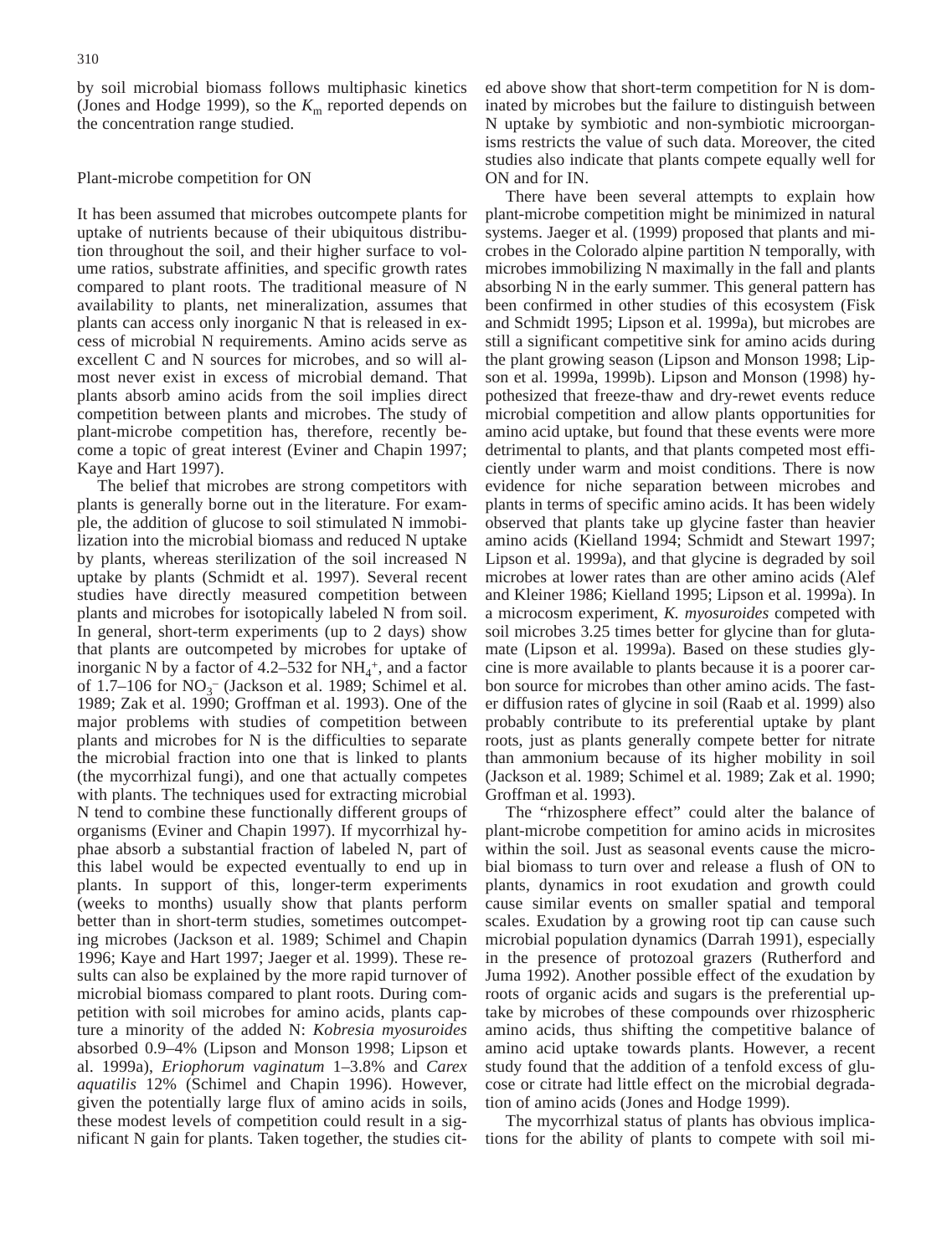by soil microbial biomass follows multiphasic kinetics (Jones and Hodge 1999), so the $K_m$ reported depends on the concentration range studied.

## Plant-microbe competition for ON

It has been assumed that microbes outcompete plants for uptake of nutrients because of their ubiquitous distribution throughout the soil, and their higher surface to volume ratios, substrate affinities, and specific growth rates compared to plant roots. The traditional measure of N availability to plants, net mineralization, assumes that plants can access only inorganic N that is released in excess of microbial N requirements. Amino acids serve as excellent C and N sources for microbes, and so will almost never exist in excess of microbial demand. That plants absorb amino acids from the soil implies direct competition between plants and microbes. The study of plant-microbe competition has, therefore, recently become a topic of great interest (Eviner and Chapin 1997; Kaye and Hart 1997).

The belief that microbes are strong competitors with plants is generally borne out in the literature. For example, the addition of glucose to soil stimulated N immobilization into the microbial biomass and reduced N uptake by plants, whereas sterilization of the soil increased N uptake by plants (Schmidt et al. 1997). Several recent studies have directly measured competition between plants and microbes for isotopically labeled N from soil. In general, short-term experiments (up to 2 days) show that plants are outcompeted by microbes for uptake of inorganic N by a factor of 4.2–532 for $NH_4^+$, and a factor of 1.7–106 for $NO_3^-$ (Jackson et al. 1989; Schimel et al. 1989; Zak et al. 1990; Groffman et al. 1993). One of the major problems with studies of competition between plants and microbes for N is the difficulties to separate the microbial fraction into one that is linked to plants (the mycorrhizal fungi), and one that actually competes with plants. The techniques used for extracting microbial N tend to combine these functionally different groups of organisms (Eviner and Chapin 1997). If mycorrhizal hyphae absorb a substantial fraction of labeled N, part of this label would be expected eventually to end up in plants. In support of this, longer-term experiments (weeks to months) usually show that plants perform better than in short-term studies, sometimes outcompeting microbes (Jackson et al. 1989; Schimel and Chapin 1996; Kaye and Hart 1997; Jaeger et al. 1999). These results can also be explained by the more rapid turnover of microbial biomass compared to plant roots. During competition with soil microbes for amino acids, plants capture a minority of the added N: *Kobresia myosuroides* absorbed 0.9–4% (Lipson and Monson 1998; Lipson et al. 1999a), *Eriophorum vaginatum* 1–3.8% and *Carex aquatilis* 12% (Schimel and Chapin 1996). However, given the potentially large flux of amino acids in soils, these modest levels of competition could result in a significant N gain for plants. Taken together, the studies cited above show that short-term competition for N is dominated by microbes but the failure to distinguish between N uptake by symbiotic and non-symbiotic microorganisms restricts the value of such data. Moreover, the cited studies also indicate that plants compete equally well for ON and for IN.

There have been several attempts to explain how plant-microbe competition might be minimized in natural systems. Jaeger et al. (1999) proposed that plants and microbes in the Colorado alpine partition N temporally, with microbes immobilizing N maximally in the fall and plants absorbing N in the early summer. This general pattern has been confirmed in other studies of this ecosystem (Fisk and Schmidt 1995; Lipson et al. 1999a), but microbes are still a significant competitive sink for amino acids during the plant growing season (Lipson and Monson 1998; Lipson et al. 1999a, 1999b). Lipson and Monson (1998) hypothesized that freeze-thaw and dry-rewet events reduce microbial competition and allow plants opportunities for amino acid uptake, but found that these events were more detrimental to plants, and that plants competed most efficiently under warm and moist conditions. There is now evidence for niche separation between microbes and plants in terms of specific amino acids. It has been widely observed that plants take up glycine faster than heavier amino acids (Kielland 1994; Schmidt and Stewart 1997; Lipson et al. 1999a), and that glycine is degraded by soil microbes at lower rates than are other amino acids (Alef and Kleiner 1986; Kielland 1995; Lipson et al. 1999a). In a microcosm experiment, *K. myosuroides* competed with soil microbes 3.25 times better for glycine than for glutamate (Lipson et al. 1999a). Based on these studies glycine is more available to plants because it is a poorer carbon source for microbes than other amino acids. The faster diffusion rates of glycine in soil (Raab et al. 1999) also probably contribute to its preferential uptake by plant roots, just as plants generally compete better for nitrate than ammonium because of its higher mobility in soil (Jackson et al. 1989; Schimel et al. 1989; Zak et al. 1990; Groffman et al. 1993).

The "rhizosphere effect" could alter the balance of plant-microbe competition for amino acids in microsites within the soil. Just as seasonal events cause the microbial biomass to turn over and release a flush of ON to plants, dynamics in root exudation and growth could cause similar events on smaller spatial and temporal scales. Exudation by a growing root tip can cause such microbial population dynamics (Darrah 1991), especially in the presence of protozoal grazers (Rutherford and Juma 1992). Another possible effect of the exudation by roots of organic acids and sugars is the preferential uptake by microbes of these compounds over rhizospheric amino acids, thus shifting the competitive balance of amino acid uptake towards plants. However, a recent study found that the addition of a tenfold excess of glucose or citrate had little effect on the microbial degradation of amino acids (Jones and Hodge 1999).

The mycorrhizal status of plants has obvious implications for the ability of plants to compete with soil mi-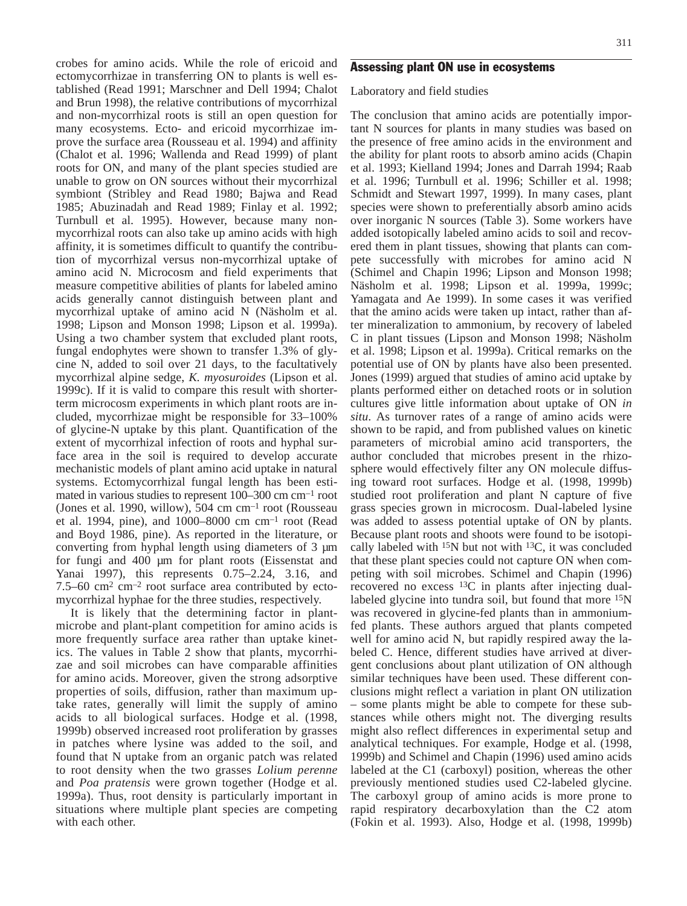crobes for amino acids. While the role of ericoid and ectomycorrhizae in transferring ON to plants is well established (Read 1991; Marschner and Dell 1994; Chalot and Brun 1998), the relative contributions of mycorrhizal and non-mycorrhizal roots is still an open question for many ecosystems. Ecto- and ericoid mycorrhizae improve the surface area (Rousseau et al. 1994) and affinity (Chalot et al. 1996; Wallenda and Read 1999) of plant roots for ON, and many of the plant species studied are unable to grow on ON sources without their mycorrhizal symbiont (Stribley and Read 1980; Bajwa and Read 1985; Abuzinadah and Read 1989; Finlay et al. 1992; Turnbull et al. 1995). However, because many non-mycorrhizal roots can also take up amino acids with high affinity, it is sometimes difficult to quantify the contribution of mycorrhizal versus non-mycorrhizal uptake of amino acid N. Microcosm and field experiments that measure competitive abilities of plants for labeled amino acids generally cannot distinguish between plant and mycorrhizal uptake of amino acid N (Näsholm et al. 1998; Lipson and Monson 1998; Lipson et al. 1999a). Using a two chamber system that excluded plant roots, fungal endophytes were shown to transfer 1.3% of glycine N, added to soil over 21 days, to the facultatively mycorrhizal alpine sedge, *K. myosuroides* (Lipson et al. 1999c). If it is valid to compare this result with shorter-term microcosm experiments in which plant roots are included, mycorrhizae might be responsible for 33–100% of glycine-N uptake by this plant. Quantification of the extent of mycorrhizal infection of roots and hyphal surface area in the soil is required to develop accurate mechanistic models of plant amino acid uptake in natural systems. Ectomycorrhizal fungal length has been estimated in various studies to represent 100–300 cm $cm^{-1}$ root (Jones et al. 1990, willow), 504 cm $cm^{-1}$ root (Rousseau et al. 1994, pine), and 1000–8000 cm $cm^{-1}$ root (Read and Boyd 1986, pine). As reported in the literature, or converting from hyphal length using diameters of 3 μm for fungi and 400 μm for plant roots (Eissenstat and Yanai 1997), this represents 0.75–2.24, 3.16, and 7.5–60 $cm^2$ $cm^{-2}$ root surface area contributed by ectomycorrhizal hyphae for the three studies, respectively.

It is likely that the determining factor in plant-microbe and plant-plant competition for amino acids is more frequently surface area rather than uptake kinetics. The values in Table 2 show that plants, mycorrhizae and soil microbes can have comparable affinities for amino acids. Moreover, given the strong adsorptive properties of soils, diffusion, rather than maximum uptake rates, generally will limit the supply of amino acids to all biological surfaces. Hodge et al. (1998, 1999b) observed increased root proliferation by grasses in patches where lysine was added to the soil, and found that N uptake from an organic patch was related to root density when the two grasses *Lolium perenne* and *Poa pratensis* were grown together (Hodge et al. 1999a). Thus, root density is particularly important in situations where multiple plant species are competing with each other.

## Assessing plant ON use in ecosystems

### Laboratory and field studies

The conclusion that amino acids are potentially important N sources for plants in many studies was based on the presence of free amino acids in the environment and the ability for plant roots to absorb amino acids (Chapin et al. 1993; Kielland 1994; Jones and Darrah 1994; Raab et al. 1996; Turnbull et al. 1996; Schiller et al. 1998; Schmidt and Stewart 1997, 1999). In many cases, plant species were shown to preferentially absorb amino acids over inorganic N sources (Table 3). Some workers have added isotopically labeled amino acids to soil and recovered them in plant tissues, showing that plants can compete successfully with microbes for amino acid N (Schimel and Chapin 1996; Lipson and Monson 1998; Näsholm et al. 1998; Lipson et al. 1999a, 1999c; Yamagata and Ae 1999). In some cases it was verified that the amino acids were taken up intact, rather than after mineralization to ammonium, by recovery of labeled C in plant tissues (Lipson and Monson 1998; Näsholm et al. 1998; Lipson et al. 1999a). Critical remarks on the potential use of ON by plants have also been presented. Jones (1999) argued that studies of amino acid uptake by plants performed either on detached roots or in solution cultures give little information about uptake of ON *in situ*. As turnover rates of a range of amino acids were shown to be rapid, and from published values on kinetic parameters of microbial amino acid transporters, the author concluded that microbes present in the rhizosphere would effectively filter any ON molecule diffusing toward root surfaces. Hodge et al. (1998, 1999b) studied root proliferation and plant N capture of five grass species grown in microcosm. Dual-labeled lysine was added to assess potential uptake of ON by plants. Because plant roots and shoots were found to be isotopically labeled with $^{15}N$ but not with $^{13}C$, it was concluded that these plant species could not capture ON when competing with soil microbes. Schimel and Chapin (1996) recovered no excess $^{13}C$ in plants after injecting dual-labeled glycine into tundra soil, but found that more $^{15}N$ was recovered in glycine-fed plants than in ammonium-fed plants. These authors argued that plants competed well for amino acid N, but rapidly respired away the labeled C. Hence, different studies have arrived at divergent conclusions about plant utilization of ON although similar techniques have been used. These different conclusions might reflect a variation in plant ON utilization – some plants might be able to compete for these substances while others might not. The diverging results might also reflect differences in experimental setup and analytical techniques. For example, Hodge et al. (1998, 1999b) and Schimel and Chapin (1996) used amino acids labeled at the C1 (carboxyl) position, whereas the other previously mentioned studies used C2-labeled glycine. The carboxyl group of amino acids is more prone to rapid respiratory decarboxylation than the C2 atom (Fokin et al. 1993). Also, Hodge et al. (1998, 1999b)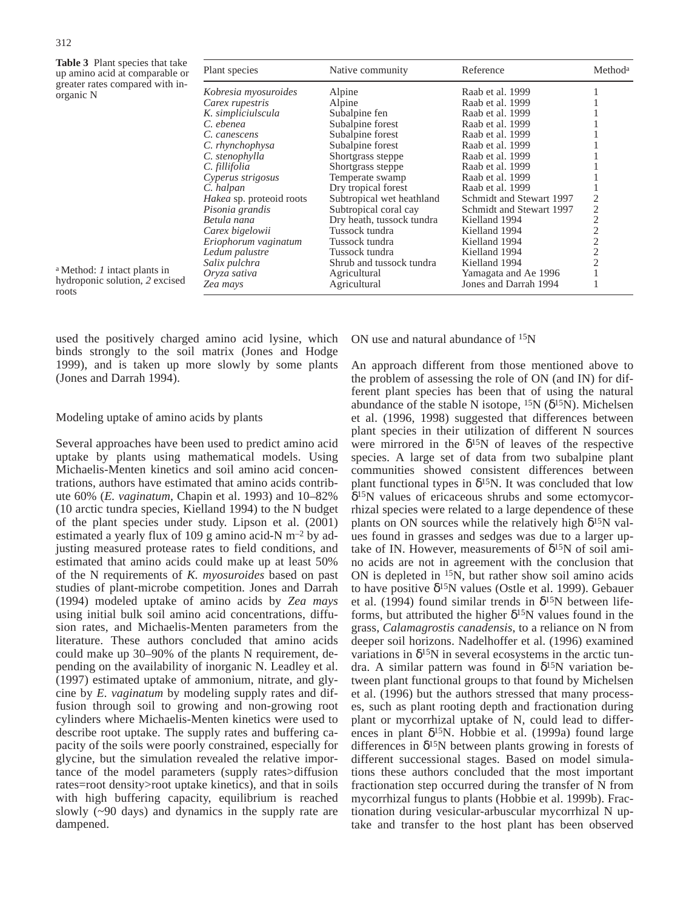**Table 3** Plant species that take up amino acid at comparable or greater rates compared with inorganic N

| Plant species | Native community | Reference | Method[a] |
|---|---|---|---|
| *Kobresia myosuroides* | Alpine | Raab et al. 1999 | 1 |
| *Carex rupestris* | Alpine | Raab et al. 1999 | 1 |
| *K. simpliciulscula* | Subalpine fen | Raab et al. 1999 | 1 |
| *C. ebenea* | Subalpine forest | Raab et al. 1999 | 1 |
| *C. canescens* | Subalpine forest | Raab et al. 1999 | 1 |
| *C. rhynchophysa* | Subalpine forest | Raab et al. 1999 | 1 |
| *C. stenophylla* | Shortgrass steppe | Raab et al. 1999 | 1 |
| *C. fillifolia* | Shortgrass steppe | Raab et al. 1999 | 1 |
| *Cyperus strigosus* | Temperate swamp | Raab et al. 1999 | 1 |
| *C. halpan* | Dry tropical forest | Raab et al. 1999 | 1 |
| *Hakea* sp. proteoid roots | Subtropical wet heathland | Schmidt and Stewart 1997 | 2 |
| *Pisonia grandis* | Subtropical coral cay | Schmidt and Stewart 1997 | 2 |
| *Betula nana* | Dry heath, tussock tundra | Kielland 1994 | 2 |
| *Carex bigelowii* | Tussock tundra | Kielland 1994 | 2 |
| *Eriophorum vaginatum* | Tussock tundra | Kielland 1994 | 2 |
| *Ledum palustre* | Tussock tundra | Kielland 1994 | 2 |
| *Salix pulchra* | Shrub and tussock tundra | Kielland 1994 | 2 |
| *Oryza sativa* | Agricultural | Yamagata and Ae 1996 | 1 |
| *Zea mays* | Agricultural | Jones and Darrah 1994 | 1 |

[a] Method: *1* intact plants in hydroponic solution, *2* excised roots

used the positively charged amino acid lysine, which binds strongly to the soil matrix (Jones and Hodge 1999), and is taken up more slowly by some plants (Jones and Darrah 1994).

## Modeling uptake of amino acids by plants

Several approaches have been used to predict amino acid uptake by plants using mathematical models. Using Michaelis-Menten kinetics and soil amino acid concentrations, authors have estimated that amino acids contribute 60% (*E. vaginatum*, Chapin et al. 1993) and 10–82% (10 arctic tundra species, Kielland 1994) to the N budget of the plant species under study. Lipson et al. (2001) estimated a yearly flux of 109 g amino acid-N $m^{-2}$ by adjusting measured protease rates to field conditions, and estimated that amino acids could make up at least 50% of the N requirements of *K. myosuroides* based on past studies of plant-microbe competition. Jones and Darrah (1994) modeled uptake of amino acids by *Zea mays* using initial bulk soil amino acid concentrations, diffusion rates, and Michaelis-Menten parameters from the literature. These authors concluded that amino acids could make up 30–90% of the plants N requirement, depending on the availability of inorganic N. Leadley et al. (1997) estimated uptake of ammonium, nitrate, and glycine by *E. vaginatum* by modeling supply rates and diffusion through soil to growing and non-growing root cylinders where Michaelis-Menten kinetics were used to describe root uptake. The supply rates and buffering capacity of the soils were poorly constrained, especially for glycine, but the simulation revealed the relative importance of the model parameters (supply rates>diffusion rates=root density>root uptake kinetics), and that in soils with high buffering capacity, equilibrium is reached slowly (~90 days) and dynamics in the supply rate are dampened.

## ON use and natural abundance of $^{15}N$

An approach different from those mentioned above to the problem of assessing the role of ON (and IN) for different plant species has been that of using the natural abundance of the stable N isotope, $^{15}N$ ($\delta^{15}N$). Michelsen et al. (1996, 1998) suggested that differences between plant species in their utilization of different N sources were mirrored in the $\delta^{15}N$ of leaves of the respective species. A large set of data from two subalpine plant communities showed consistent differences between plant functional types in $\delta^{15}N$. It was concluded that low $\delta^{15}N$ values of ericaceous shrubs and some ectomycorrhizal species were related to a large dependence of these plants on ON sources while the relatively high $\delta^{15}N$ values found in grasses and sedges was due to a larger uptake of IN. However, measurements of $\delta^{15}N$ of soil amino acids are not in agreement with the conclusion that ON is depleted in $^{15}N$, but rather show soil amino acids to have positive $\delta^{15}N$ values (Ostle et al. 1999). Gebauer et al. (1994) found similar trends in $\delta^{15}N$ between lifeforms, but attributed the higher $\delta^{15}N$ values found in the grass, *Calamagrostis canadensis*, to a reliance on N from deeper soil horizons. Nadelhoffer et al. (1996) examined variations in $\delta^{15}N$ in several ecosystems in the arctic tundra. A similar pattern was found in $\delta^{15}N$ variation between plant functional groups to that found by Michelsen et al. (1996) but the authors stressed that many processes, such as plant rooting depth and fractionation during plant or mycorrhizal uptake of N, could lead to differences in plant $\delta^{15}N$. Hobbie et al. (1999a) found large differences in $\delta^{15}N$ between plants growing in forests of different successional stages. Based on model simulations these authors concluded that the most important fractionation step occurred during the transfer of N from mycorrhizal fungus to plants (Hobbie et al. 1999b). Fractionation during vesicular-arbuscular mycorrhizal N uptake and transfer to the host plant has been observed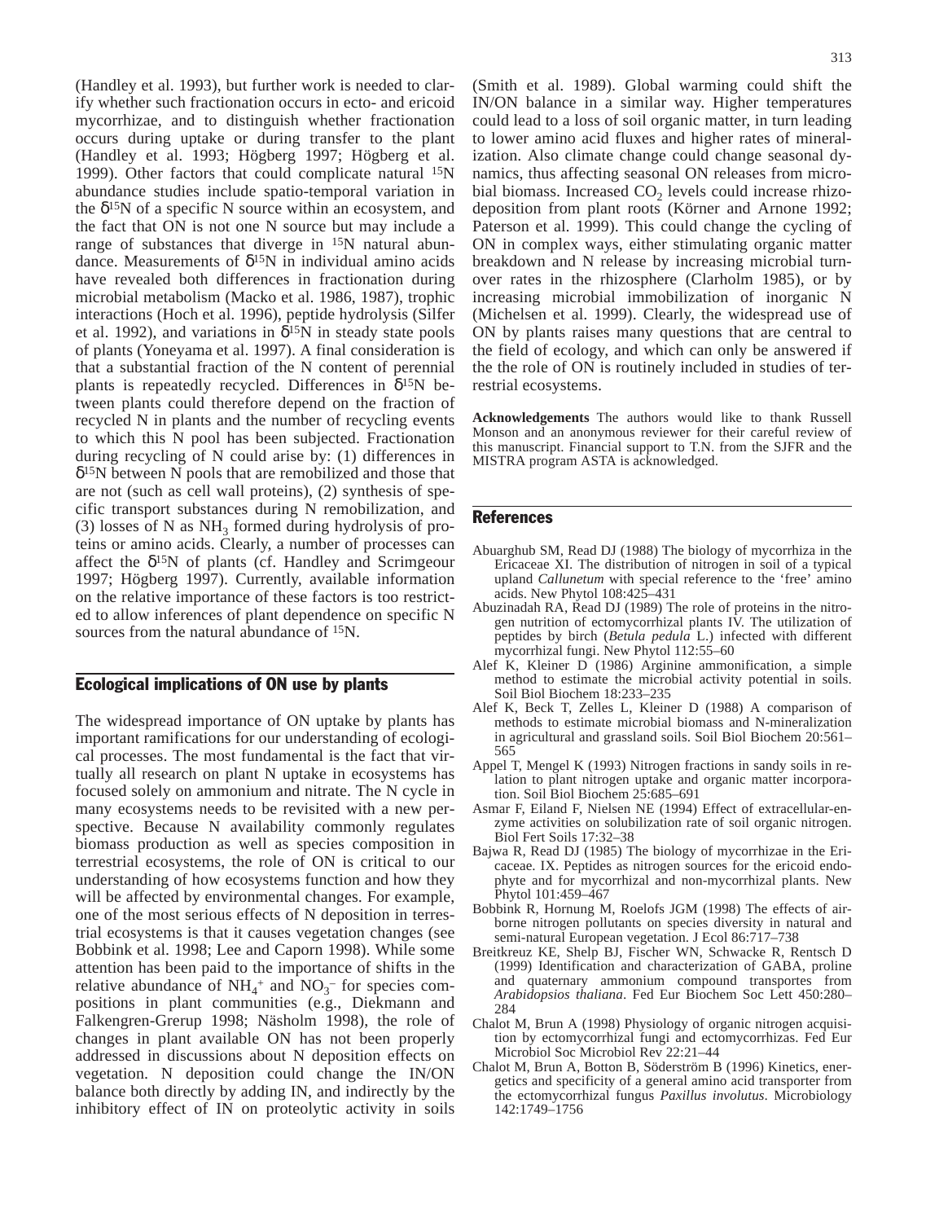(Handley et al. 1993), but further work is needed to clarify whether such fractionation occurs in ecto- and ericoid mycorrhizae, and to distinguish whether fractionation occurs during uptake or during transfer to the plant (Handley et al. 1993; Högberg 1997; Högberg et al. 1999). Other factors that could complicate natural $^{15}N$ abundance studies include spatio-temporal variation in the $\delta^{15}N$ of a specific N source within an ecosystem, and the fact that ON is not one N source but may include a range of substances that diverge in $^{15}N$ natural abundance. Measurements of $\delta^{15}N$ in individual amino acids have revealed both differences in fractionation during microbial metabolism (Macko et al. 1986, 1987), trophic interactions (Hoch et al. 1996), peptide hydrolysis (Silfer et al. 1992), and variations in $\delta^{15}N$ in steady state pools of plants (Yoneyama et al. 1997). A final consideration is that a substantial fraction of the N content of perennial plants is repeatedly recycled. Differences in $\delta^{15}N$ between plants could therefore depend on the fraction of recycled N in plants and the number of recycling events to which this N pool has been subjected. Fractionation during recycling of N could arise by: (1) differences in $\delta^{15}N$ between N pools that are remobilized and those that are not (such as cell wall proteins), (2) synthesis of specific transport substances during N remobilization, and (3) losses of N as $NH_3$ formed during hydrolysis of proteins or amino acids. Clearly, a number of processes can affect the $\delta^{15}N$ of plants (cf. Handley and Scrimgeour 1997; Högberg 1997). Currently, available information on the relative importance of these factors is too restricted to allow inferences of plant dependence on specific N sources from the natural abundance of $^{15}N$.

## Ecological implications of ON use by plants

The widespread importance of ON uptake by plants has important ramifications for our understanding of ecological processes. The most fundamental is the fact that virtually all research on plant N uptake in ecosystems has focused solely on ammonium and nitrate. The N cycle in many ecosystems needs to be revisited with a new perspective. Because N availability commonly regulates biomass production as well as species composition in terrestrial ecosystems, the role of ON is critical to our understanding of how ecosystems function and how they will be affected by environmental changes. For example, one of the most serious effects of N deposition in terrestrial ecosystems is that it causes vegetation changes (see Bobbink et al. 1998; Lee and Caporn 1998). While some attention has been paid to the importance of shifts in the relative abundance of $NH_4^+$ and $NO_3^-$ for species compositions in plant communities (e.g., Diekmann and Falkengren-Grerup 1998; Näsholm 1998), the role of changes in plant available ON has not been properly addressed in discussions about N deposition effects on vegetation. N deposition could change the IN/ON balance both directly by adding IN, and indirectly by the inhibitory effect of IN on proteolytic activity in soils (Smith et al. 1989). Global warming could shift the IN/ON balance in a similar way. Higher temperatures could lead to a loss of soil organic matter, in turn leading to lower amino acid fluxes and higher rates of mineralization. Also climate change could change seasonal dynamics, thus affecting seasonal ON releases from microbial biomass. Increased $CO_2$ levels could increase rhizodeposition from plant roots (Körner and Arnone 1992; Paterson et al. 1999). This could change the cycling of ON in complex ways, either stimulating organic matter breakdown and N release by increasing microbial turnover rates in the rhizosphere (Clarholm 1985), or by increasing microbial immobilization of inorganic N (Michelsen et al. 1999). Clearly, the widespread use of ON by plants raises many questions that are central to the field of ecology, and which can only be answered if the the role of ON is routinely included in studies of terrestrial ecosystems.

**Acknowledgements** The authors would like to thank Russell Monson and an anonymous reviewer for their careful review of this manuscript. Financial support to T.N. from the SJFR and the MISTRA program ASTA is acknowledged.

## References

Abuarghub SM, Read DJ (1988) The biology of mycorrhiza in the Ericaceae XI. The distribution of nitrogen in soil of a typical upland *Callunetum* with special reference to the 'free' amino acids. New Phytol 108:425–431

Abuzinadah RA, Read DJ (1989) The role of proteins in the nitrogen nutrition of ectomycorrhizal plants IV. The utilization of peptides by birch (*Betula pedula* L.) infected with different mycorrhizal fungi. New Phytol 112:55–60

Alef K, Kleiner D (1986) Arginine ammonification, a simple method to estimate the microbial activity potential in soils. Soil Biol Biochem 18:233–235

Alef K, Beck T, Zelles L, Kleiner D (1988) A comparison of methods to estimate microbial biomass and N-mineralization in agricultural and grassland soils. Soil Biol Biochem 20:561–565

Appel T, Mengel K (1993) Nitrogen fractions in sandy soils in relation to plant nitrogen uptake and organic matter incorporation. Soil Biol Biochem 25:685–691

Asmar F, Eiland F, Nielsen NE (1994) Effect of extracellular-enzyme activities on solubilization rate of soil organic nitrogen. Biol Fert Soils 17:32–38

Bajwa R, Read DJ (1985) The biology of mycorrhizae in the Ericaceae. IX. Peptides as nitrogen sources for the ericoid endophyte and for mycorrhizal and non-mycorrhizal plants. New Phytol 101:459–467

Bobbink R, Hornung M, Roelofs JGM (1998) The effects of airborne nitrogen pollutants on species diversity in natural and semi-natural European vegetation. J Ecol 86:717–738

Breitkreuz KE, Shelp BJ, Fischer WN, Schwacke R, Rentsch D (1999) Identification and characterization of GABA, proline and quaternary ammonium compound transportes from *Arabidopsios thaliana*. Fed Eur Biochem Soc Lett 450:280–284

Chalot M, Brun A (1998) Physiology of organic nitrogen acquisition by ectomycorrhizal fungi and ectomycorrhizas. Fed Eur Microbiol Soc Microbiol Rev 22:21–44

Chalot M, Brun A, Botton B, Söderström B (1996) Kinetics, energetics and specificity of a general amino acid transporter from the ectomycorrhizal fungus *Paxillus involutus*. Microbiology 142:1749–1756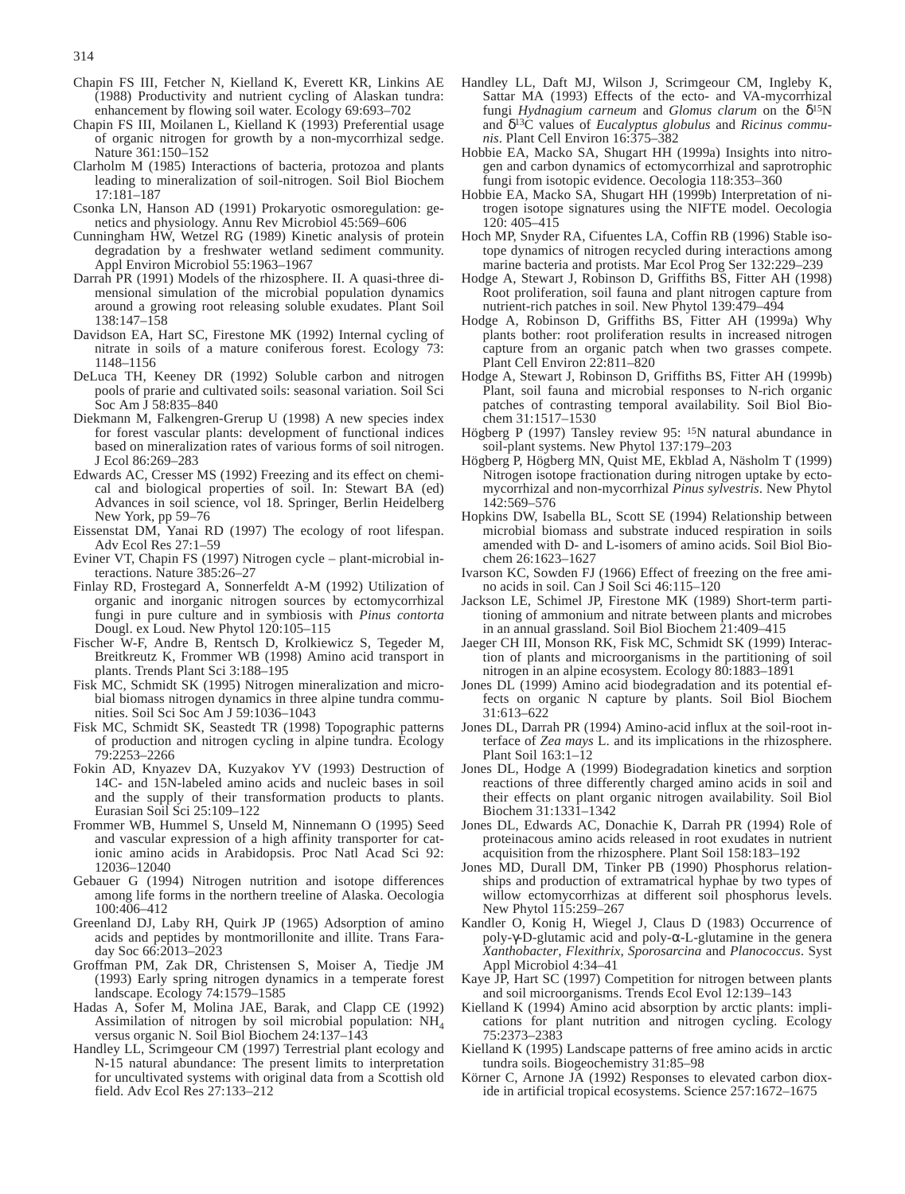Chapin FS III, Fetcher N, Kielland K, Everett KR, Linkins AE (1988) Productivity and nutrient cycling of Alaskan tundra: enhancement by flowing soil water. Ecology 69:693–702

Chapin FS III, Moilanen L, Kielland K (1993) Preferential usage of organic nitrogen for growth by a non-mycorrhizal sedge. Nature 361:150–152

Clarholm M (1985) Interactions of bacteria, protozoa and plants leading to mineralization of soil-nitrogen. Soil Biol Biochem 17:181–187

Csonka LN, Hanson AD (1991) Prokaryotic osmoregulation: genetics and physiology. Annu Rev Microbiol 45:569–606

Cunningham HW, Wetzel RG (1989) Kinetic analysis of protein degradation by a freshwater wetland sediment community. Appl Environ Microbiol 55:1963–1967

Darrah PR (1991) Models of the rhizosphere. II. A quasi-three dimensional simulation of the microbial population dynamics around a growing root releasing soluble exudates. Plant Soil 138:147–158

Davidson EA, Hart SC, Firestone MK (1992) Internal cycling of nitrate in soils of a mature coniferous forest. Ecology 73: 1148–1156

DeLuca TH, Keeney DR (1992) Soluble carbon and nitrogen pools of prarie and cultivated soils: seasonal variation. Soil Sci Soc Am J 58:835–840

Diekmann M, Falkengren-Grerup U (1998) A new species index for forest vascular plants: development of functional indices based on mineralization rates of various forms of soil nitrogen. J Ecol 86:269–283

Edwards AC, Cresser MS (1992) Freezing and its effect on chemical and biological properties of soil. In: Stewart BA (ed) Advances in soil science, vol 18. Springer, Berlin Heidelberg New York, pp 59–76

Eissenstat DM, Yanai RD (1997) The ecology of root lifespan. Adv Ecol Res 27:1–59

Eviner VT, Chapin FS (1997) Nitrogen cycle – plant-microbial interactions. Nature 385:26–27

Finlay RD, Frostegard A, Sonnerfeldt A-M (1992) Utilization of organic and inorganic nitrogen sources by ectomycorrhizal fungi in pure culture and in symbiosis with *Pinus contorta* Dougl. ex Loud. New Phytol 120:105–115

Fischer W-F, Andre B, Rentsch D, Krolkiewicz S, Tegeder M, Breitkreutz K, Frommer WB (1998) Amino acid transport in plants. Trends Plant Sci 3:188–195

Fisk MC, Schmidt SK (1995) Nitrogen mineralization and microbial biomass nitrogen dynamics in three alpine tundra communities. Soil Sci Soc Am J 59:1036–1043

Fisk MC, Schmidt SK, Seastedt TR (1998) Topographic patterns of production and nitrogen cycling in alpine tundra. Ecology 79:2253–2266

Fokin AD, Knyazev DA, Kuzyakov YV (1993) Destruction of 14C- and 15N-labeled amino acids and nucleic bases in soil and the supply of their transformation products to plants. Eurasian Soil Sci 25:109–122

Frommer WB, Hummel S, Unseld M, Ninnemann O (1995) Seed and vascular expression of a high affinity transporter for cationic amino acids in Arabidopsis. Proc Natl Acad Sci 92: 12036–12040

Gebauer G (1994) Nitrogen nutrition and isotope differences among life forms in the northern treeline of Alaska. Oecologia 100:406–412

Greenland DJ, Laby RH, Quirk JP (1965) Adsorption of amino acids and peptides by montmorillonite and illite. Trans Faraday Soc 66:2013–2023

Groffman PM, Zak DR, Christensen S, Moiser A, Tiedje JM (1993) Early spring nitrogen dynamics in a temperate forest landscape. Ecology 74:1579–1585

Hadas A, Sofer M, Molina JAE, Barak, and Clapp CE (1992) Assimilation of nitrogen by soil microbial population: $NH_4$ versus organic N. Soil Biol Biochem 24:137–143

Handley LL, Scrimgeour CM (1997) Terrestrial plant ecology and N-15 natural abundance: The present limits to interpretation for uncultivated systems with original data from a Scottish old field. Adv Ecol Res 27:133–212

Handley LL, Daft MJ, Wilson J, Scrimgeour CM, Ingleby K, Sattar MA (1993) Effects of the ecto- and VA-mycorrhizal fungi *Hydnagium carneum* and *Glomus clarum* on the $\delta^{15}N$ and $\delta^{13}C$ values of *Eucalyptus globulus* and *Ricinus communis*. Plant Cell Environ 16:375–382

Hobbie EA, Macko SA, Shugart HH (1999a) Insights into nitrogen and carbon dynamics of ectomycorrhizal and saprotrophic fungi from isotopic evidence. Oecologia 118:353–360

Hobbie EA, Macko SA, Shugart HH (1999b) Interpretation of nitrogen isotope signatures using the NIFTE model. Oecologia 120: 405–415

Hoch MP, Snyder RA, Cifuentes LA, Coffin RB (1996) Stable isotope dynamics of nitrogen recycled during interactions among marine bacteria and protists. Mar Ecol Prog Ser 132:229–239

Hodge A, Stewart J, Robinson D, Griffiths BS, Fitter AH (1998) Root proliferation, soil fauna and plant nitrogen capture from nutrient-rich patches in soil. New Phytol 139:479–494

Hodge A, Robinson D, Griffiths BS, Fitter AH (1999a) Why plants bother: root proliferation results in increased nitrogen capture from an organic patch when two grasses compete. Plant Cell Environ 22:811–820

Hodge A, Stewart J, Robinson D, Griffiths BS, Fitter AH (1999b) Plant, soil fauna and microbial responses to N-rich organic patches of contrasting temporal availability. Soil Biol Biochem 31:1517–1530

Högberg P (1997) Tansley review 95: $^{15}N$ natural abundance in soil-plant systems. New Phytol 137:179–203

Högberg P, Högberg MN, Quist ME, Ekblad A, Näsholm T (1999) Nitrogen isotope fractionation during nitrogen uptake by ectomycorrhizal and non-mycorrhizal *Pinus sylvestris*. New Phytol 142:569–576

Hopkins DW, Isabella BL, Scott SE (1994) Relationship between microbial biomass and substrate induced respiration in soils amended with D- and L-isomers of amino acids. Soil Biol Biochem 26:1623–1627

Ivarson KC, Sowden FJ (1966) Effect of freezing on the free amino acids in soil. Can J Soil Sci 46:115–120

Jackson LE, Schimel JP, Firestone MK (1989) Short-term partitioning of ammonium and nitrate between plants and microbes in an annual grassland. Soil Biol Biochem 21:409–415

Jaeger CH III, Monson RK, Fisk MC, Schmidt SK (1999) Interaction of plants and microorganisms in the partitioning of soil nitrogen in an alpine ecosystem. Ecology 80:1883–1891

Jones DL (1999) Amino acid biodegradation and its potential effects on organic N capture by plants. Soil Biol Biochem 31:613–622

Jones DL, Darrah PR (1994) Amino-acid influx at the soil-root interface of *Zea mays* L. and its implications in the rhizosphere. Plant Soil 163:1–12

Jones DL, Hodge A (1999) Biodegradation kinetics and sorption reactions of three differently charged amino acids in soil and their effects on plant organic nitrogen availability. Soil Biol Biochem 31:1331–1342

Jones DL, Edwards AC, Donachie K, Darrah PR (1994) Role of proteinacous amino acids released in root exudates in nutrient acquisition from the rhizosphere. Plant Soil 158:183–192

Jones MD, Durall DM, Tinker PB (1990) Phosphorus relationships and production of extramatrical hyphae by two types of willow ectomycorrhizas at different soil phosphorus levels. New Phytol 115:259–267

Kandler O, Konig H, Wiegel J, Claus D (1983) Occurrence of poly-γ-D-glutamic acid and poly-α-L-glutamine in the genera *Xanthobacter*, *Flexithrix*, *Sporosarcina* and *Planococcus*. Syst Appl Microbiol 4:34–41

Kaye JP, Hart SC (1997) Competition for nitrogen between plants and soil microorganisms. Trends Ecol Evol 12:139–143

Kielland K (1994) Amino acid absorption by arctic plants: implications for plant nutrition and nitrogen cycling. Ecology 75:2373–2383

Kielland K (1995) Landscape patterns of free amino acids in arctic tundra soils. Biogeochemistry 31:85–98

Körner C, Arnone JA (1992) Responses to elevated carbon dioxide in artificial tropical ecosystems. Science 257:1672–1675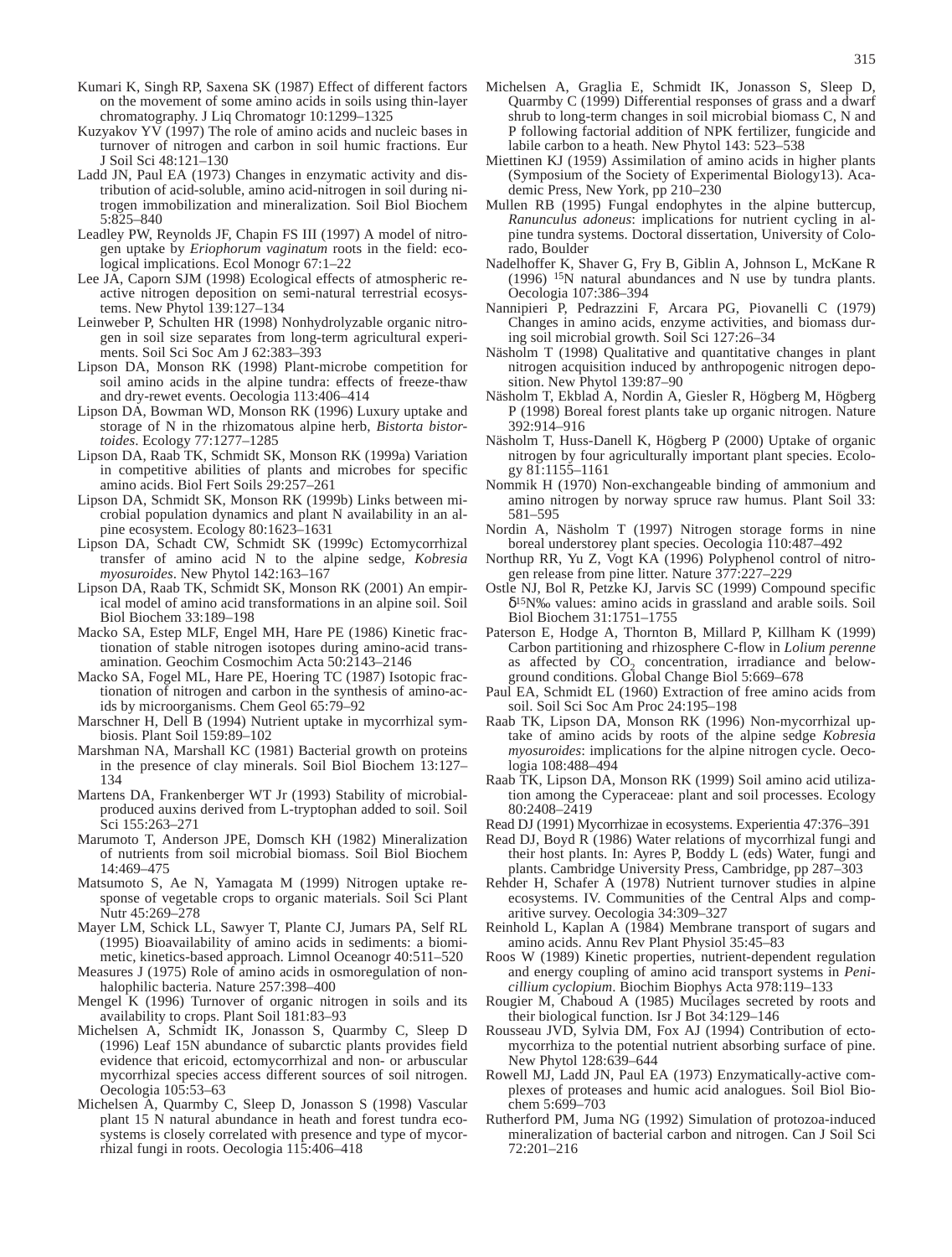Kumari K, Singh RP, Saxena SK (1987) Effect of different factors on the movement of some amino acids in soils using thin-layer chromatography. J Liq Chromatogr 10:1299–1325

Kuzyakov YV (1997) The role of amino acids and nucleic bases in turnover of nitrogen and carbon in soil humic fractions. Eur J Soil Sci 48:121–130

Ladd JN, Paul EA (1973) Changes in enzymatic activity and distribution of acid-soluble, amino acid-nitrogen in soil during nitrogen immobilization and mineralization. Soil Biol Biochem 5:825–840

Leadley PW, Reynolds JF, Chapin FS III (1997) A model of nitrogen uptake by *Eriophorum vaginatum* roots in the field: ecological implications. Ecol Monogr 67:1–22

Lee JA, Caporn SJM (1998) Ecological effects of atmospheric reactive nitrogen deposition on semi-natural terrestrial ecosystems. New Phytol 139:127–134

Leinweber P, Schulten HR (1998) Nonhydrolyzable organic nitrogen in soil size separates from long-term agricultural experiments. Soil Sci Soc Am J 62:383–393

Lipson DA, Monson RK (1998) Plant-microbe competition for soil amino acids in the alpine tundra: effects of freeze-thaw and dry-rewet events. Oecologia 113:406–414

Lipson DA, Bowman WD, Monson RK (1996) Luxury uptake and storage of N in the rhizomatous alpine herb, *Bistorta bistortoides*. Ecology 77:1277–1285

Lipson DA, Raab TK, Schmidt SK, Monson RK (1999a) Variation in competitive abilities of plants and microbes for specific amino acids. Biol Fert Soils 29:257–261

Lipson DA, Schmidt SK, Monson RK (1999b) Links between microbial population dynamics and plant N availability in an alpine ecosystem. Ecology 80:1623–1631

Lipson DA, Schadt CW, Schmidt SK (1999c) Ectomycorrhizal transfer of amino acid N to the alpine sedge, *Kobresia myosuroides*. New Phytol 142:163–167

Lipson DA, Raab TK, Schmidt SK, Monson RK (2001) An empirical model of amino acid transformations in an alpine soil. Soil Biol Biochem 33:189–198

Macko SA, Estep MLF, Engel MH, Hare PE (1986) Kinetic fractionation of stable nitrogen isotopes during amino-acid transamination. Geochim Cosmochim Acta 50:2143–2146

Macko SA, Fogel ML, Hare PE, Hoering TC (1987) Isotopic fractionation of nitrogen and carbon in the synthesis of amino-acids by microorganisms. Chem Geol 65:79–92

Marschner H, Dell B (1994) Nutrient uptake in mycorrhizal symbiosis. Plant Soil 159:89–102

Marshman NA, Marshall KC (1981) Bacterial growth on proteins in the presence of clay minerals. Soil Biol Biochem 13:127–134

Martens DA, Frankenberger WT Jr (1993) Stability of microbial-produced auxins derived from L-tryptophan added to soil. Soil Sci 155:263–271

Marumoto T, Anderson JPE, Domsch KH (1982) Mineralization of nutrients from soil microbial biomass. Soil Biol Biochem 14:469–475

Matsumoto S, Ae N, Yamagata M (1999) Nitrogen uptake response of vegetable crops to organic materials. Soil Sci Plant Nutr 45:269–278

Mayer LM, Schick LL, Sawyer T, Plante CJ, Jumars PA, Self RL (1995) Bioavailability of amino acids in sediments: a biomimetic, kinetics-based approach. Limnol Oceanogr 40:511–520

Measures J (1975) Role of amino acids in osmoregulation of non-halophilic bacteria. Nature 257:398–400

Mengel K (1996) Turnover of organic nitrogen in soils and its availability to crops. Plant Soil 181:83–93

Michelsen A, Schmidt IK, Jonasson S, Quarmby C, Sleep D (1996) Leaf 15N abundance of subarctic plants provides field evidence that ericoid, ectomycorrhizal and non- or arbuscular mycorrhizal species access different sources of soil nitrogen. Oecologia 105:53–63

Michelsen A, Quarmby C, Sleep D, Jonasson S (1998) Vascular plant 15 N natural abundance in heath and forest tundra ecosystems is closely correlated with presence and type of mycorrhizal fungi in roots. Oecologia 115:406–418

Michelsen A, Graglia E, Schmidt IK, Jonasson S, Sleep D, Quarmby C (1999) Differential responses of grass and a dwarf shrub to long-term changes in soil microbial biomass C, N and P following factorial addition of NPK fertilizer, fungicide and labile carbon to a heath. New Phytol 143: 523–538

Miettinen KJ (1959) Assimilation of amino acids in higher plants (Symposium of the Society of Experimental Biology13). Academic Press, New York, pp 210–230

Mullen RB (1995) Fungal endophytes in the alpine buttercup, *Ranunculus adoneus*: implications for nutrient cycling in alpine tundra systems. Doctoral dissertation, University of Colorado, Boulder

Nadelhoffer K, Shaver G, Fry B, Giblin A, Johnson L, McKane R (1996) $^{15}$N natural abundances and N use by tundra plants. Oecologia 107:386–394

Nannipieri P, Pedrazzini F, Arcara PG, Piovanelli C (1979) Changes in amino acids, enzyme activities, and biomass during soil microbial growth. Soil Sci 127:26–34

Näsholm T (1998) Qualitative and quantitative changes in plant nitrogen acquisition induced by anthropogenic nitrogen deposition. New Phytol 139:87–90

Näsholm T, Ekblad A, Nordin A, Giesler R, Högberg M, Högberg P (1998) Boreal forest plants take up organic nitrogen. Nature 392:914–916

Näsholm T, Huss-Danell K, Högberg P (2000) Uptake of organic nitrogen by four agriculturally important plant species. Ecology 81:1155–1161

Nommik H (1970) Non-exchangeable binding of ammonium and amino nitrogen by norway spruce raw humus. Plant Soil 33: 581–595

Nordin A, Näsholm T (1997) Nitrogen storage forms in nine boreal understorey plant species. Oecologia 110:487–492

Northup RR, Yu Z, Vogt KA (1996) Polyphenol control of nitrogen release from pine litter. Nature 377:227–229

Ostle NJ, Bol R, Petzke KJ, Jarvis SC (1999) Compound specific $\delta^{15}$N‰ values: amino acids in grassland and arable soils. Soil Biol Biochem 31:1751–1755

Paterson E, Hodge A, Thornton B, Millard P, Killham K (1999) Carbon partitioning and rhizosphere C-flow in *Lolium perenne* as affected by $CO_2$ concentration, irradiance and below-ground conditions. Global Change Biol 5:669–678

Paul EA, Schmidt EL (1960) Extraction of free amino acids from soil. Soil Sci Soc Am Proc 24:195–198

Raab TK, Lipson DA, Monson RK (1996) Non-mycorrhizal uptake of amino acids by roots of the alpine sedge *Kobresia myosuroides*: implications for the alpine nitrogen cycle. Oecologia 108:488–494

Raab TK, Lipson DA, Monson RK (1999) Soil amino acid utilization among the Cyperaceae: plant and soil processes. Ecology 80:2408–2419

Read DJ (1991) Mycorrhizae in ecosystems. Experientia 47:376–391

Read DJ, Boyd R (1986) Water relations of mycorrhizal fungi and their host plants. In: Ayres P, Boddy L (eds) Water, fungi and plants. Cambridge University Press, Cambridge, pp 287–303

Rehder H, Schafer A (1978) Nutrient turnover studies in alpine ecosystems. IV. Communities of the Central Alps and comparitive survey. Oecologia 34:309–327

Reinhold L, Kaplan A (1984) Membrane transport of sugars and amino acids. Annu Rev Plant Physiol 35:45–83

Roos W (1989) Kinetic properties, nutrient-dependent regulation and energy coupling of amino acid transport systems in *Penicillium cyclopium*. Biochim Biophys Acta 978:119–133

Rougier M, Chaboud A (1985) Mucilages secreted by roots and their biological function. Isr J Bot 34:129–146

Rousseau JVD, Sylvia DM, Fox AJ (1994) Contribution of ectomycorrhiza to the potential nutrient absorbing surface of pine. New Phytol 128:639–644

Rowell MJ, Ladd JN, Paul EA (1973) Enzymatically-active complexes of proteases and humic acid analogues. Soil Biol Biochem 5:699–703

Rutherford PM, Juma NG (1992) Simulation of protozoa-induced mineralization of bacterial carbon and nitrogen. Can J Soil Sci 72:201–216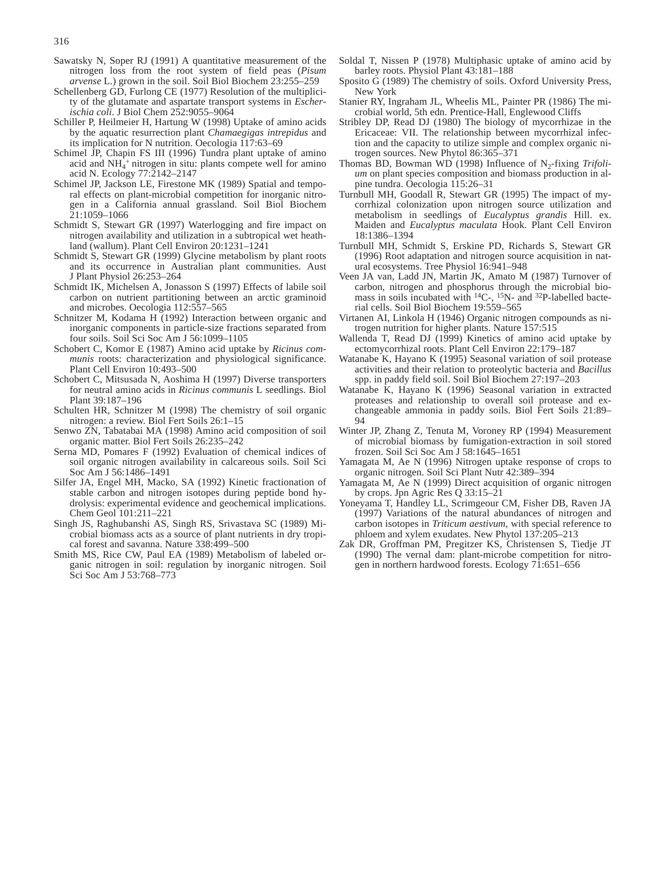Sawatsky N, Soper RJ (1991) A quantitative measurement of the nitrogen loss from the root system of field peas (*Pisum arvense* L.) grown in the soil. Soil Biol Biochem 23:255–259

Schellenberg GD, Furlong CE (1977) Resolution of the multiplicity of the glutamate and aspartate transport systems in *Escherischia coli*. J Biol Chem 252:9055–9064

Schiller P, Heilmeier H, Hartung W (1998) Uptake of amino acids by the aquatic resurrection plant *Chamaegigas intrepidus* and its implication for N nutrition. Oecologia 117:63–69

Schimel JP, Chapin FS III (1996) Tundra plant uptake of amino acid and $NH_4^+$ nitrogen in situ: plants compete well for amino acid N. Ecology 77:2142–2147

Schimel JP, Jackson LE, Firestone MK (1989) Spatial and temporal effects on plant-microbial competition for inorganic nitrogen in a California annual grassland. Soil Biol Biochem 21:1059–1066

Schmidt S, Stewart GR (1997) Waterlogging and fire impact on nitrogen availability and utilization in a subtropical wet heathland (wallum). Plant Cell Environ 20:1231–1241

Schmidt S, Stewart GR (1999) Glycine metabolism by plant roots and its occurrence in Australian plant communities. Aust J Plant Physiol 26:253–264

Schmidt IK, Michelsen A, Jonasson S (1997) Effects of labile soil carbon on nutrient partitioning between an arctic graminoid and microbes. Oecologia 112:557–565

Schnitzer M, Kodama H (1992) Interaction between organic and inorganic components in particle-size fractions separated from four soils. Soil Sci Soc Am J 56:1099–1105

Schobert C, Komor E (1987) Amino acid uptake by *Ricinus communis* roots: characterization and physiological significance. Plant Cell Environ 10:493–500

Schobert C, Mitsusada N, Aoshima H (1997) Diverse transporters for neutral amino acids in *Ricinus communis* L seedlings. Biol Plant 39:187–196

Schulten HR, Schnitzer M (1998) The chemistry of soil organic nitrogen: a review. Biol Fert Soils 26:1–15

Senwo ZN, Tabatabai MA (1998) Amino acid composition of soil organic matter. Biol Fert Soils 26:235–242

Serna MD, Pomares F (1992) Evaluation of chemical indices of soil organic nitrogen availability in calcareous soils. Soil Sci Soc Am J 56:1486–1491

Silfer JA, Engel MH, Macko, SA (1992) Kinetic fractionation of stable carbon and nitrogen isotopes during peptide bond hydrolysis: experimental evidence and geochemical implications. Chem Geol 101:211–221

Singh JS, Raghubanshi AS, Singh RS, Srivastava SC (1989) Microbial biomass acts as a source of plant nutrients in dry tropical forest and savanna. Nature 338:499–500

Smith MS, Rice CW, Paul EA (1989) Metabolism of labeled organic nitrogen in soil: regulation by inorganic nitrogen. Soil Sci Soc Am J 53:768–773

Soldal T, Nissen P (1978) Multiphasic uptake of amino acid by barley roots. Physiol Plant 43:181–188

Sposito G (1989) The chemistry of soils. Oxford University Press, New York

Stanier RY, Ingraham JL, Wheelis ML, Painter PR (1986) The microbial world, 5th edn. Prentice-Hall, Englewood Cliffs

Stribley DP, Read DJ (1980) The biology of mycorrhizae in the Ericaceae: VII. The relationship between mycorrhizal infection and the capacity to utilize simple and complex organic nitrogen sources. New Phytol 86:365–371

Thomas BD, Bowman WD (1998) Influence of $N_2$-fixing *Trifolium* on plant species composition and biomass production in alpine tundra. Oecologia 115:26–31

Turnbull MH, Goodall R, Stewart GR (1995) The impact of mycorrhizal colonization upon nitrogen source utilization and metabolism in seedlings of *Eucalyptus grandis* Hill. ex. Maiden and *Eucalyptus maculata* Hook. Plant Cell Environ 18:1386–1394

Turnbull MH, Schmidt S, Erskine PD, Richards S, Stewart GR (1996) Root adaptation and nitrogen source acquisition in natural ecosystems. Tree Physiol 16:941–948

Veen JA van, Ladd JN, Martin JK, Amato M (1987) Turnover of carbon, nitrogen and phosphorus through the microbial biomass in soils incubated with $^{14}C$-, $^{15}N$- and $^{32}P$-labelled bacterial cells. Soil Biol Biochem 19:559–565

Virtanen AI, Linkola H (1946) Organic nitrogen compounds as nitrogen nutrition for higher plants. Nature 157:515

Wallenda T, Read DJ (1999) Kinetics of amino acid uptake by ectomycorrhizal roots. Plant Cell Environ 22:179–187

Watanabe K, Hayano K (1995) Seasonal variation of soil protease activities and their relation to proteolytic bacteria and *Bacillus* spp. in paddy field soil. Soil Biol Biochem 27:197–203

Watanabe K, Hayano K (1996) Seasonal variation in extracted proteases and relationship to overall soil protease and exchangeable ammonia in paddy soils. Biol Fert Soils 21:89–94

Winter JP, Zhang Z, Tenuta M, Voroney RP (1994) Measurement of microbial biomass by fumigation-extraction in soil stored frozen. Soil Sci Soc Am J 58:1645–1651

Yamagata M, Ae N (1996) Nitrogen uptake response of crops to organic nitrogen. Soil Sci Plant Nutr 42:389–394

Yamagata M, Ae N (1999) Direct acquisition of organic nitrogen by crops. Jpn Agric Res Q 33:15–21

Yoneyama T, Handley LL, Scrimgeour CM, Fisher DB, Raven JA (1997) Variations of the natural abundances of nitrogen and carbon isotopes in *Triticum aestivum*, with special reference to phloem and xylem exudates. New Phytol 137:205–213

Zak DR, Groffman PM, Pregitzer KS, Christensen S, Tiedje JT (1990) The vernal dam: plant-microbe competition for nitrogen in northern hardwood forests. Ecology 71:651–656